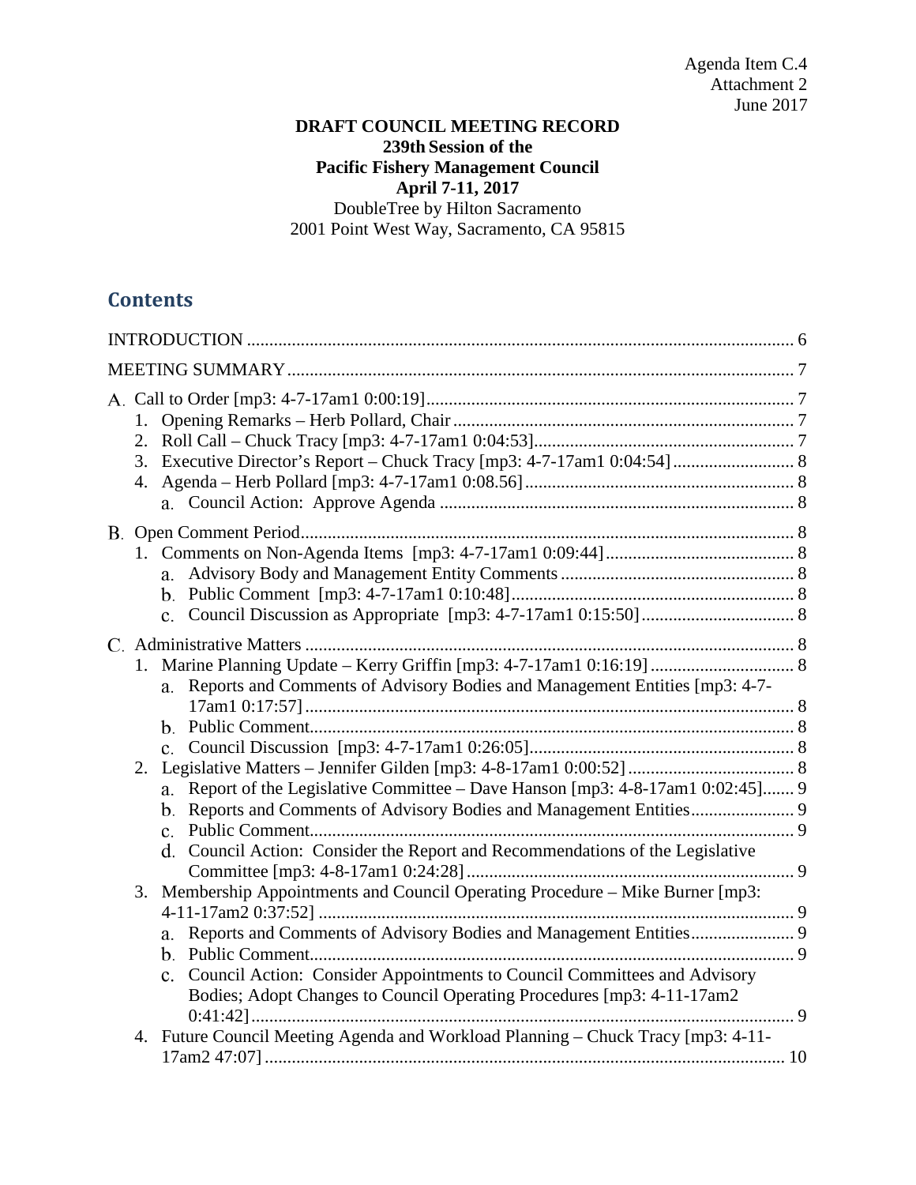Agenda Item C.4
Attachment 2
June 2017

**DRAFT COUNCIL MEETING RECORD**
**239th Session of the**
**Pacific Fishery Management Council**
**April 7-11, 2017**
DoubleTree by Hilton Sacramento
2001 Point West Way, Sacramento, CA 95815

## Contents

INTRODUCTION ........................................................................................................ 6

MEETING SUMMARY ................................................................................................ 7

A. Call to Order [mp3: 4-7-17am1 0:00:19] ..................................................................... 7
   1. Opening Remarks – Herb Pollard, Chair ................................................................ 7
   2. Roll Call – Chuck Tracy [mp3: 4-7-17am1 0:04:53] ................................................ 7
   3. Executive Director's Report – Chuck Tracy [mp3: 4-7-17am1 0:04:54] ...................... 8
   4. Agenda – Herb Pollard [mp3: 4-7-17am1 0:08.56] ................................................... 8
      a. Council Action: Approve Agenda ........................................................................ 8

B. Open Comment Period .............................................................................................. 8
   1. Comments on Non-Agenda Items [mp3: 4-7-17am1 0:09:44] ..................................... 8
      a. Advisory Body and Management Entity Comments ................................................ 8
      b. Public Comment [mp3: 4-7-17am1 0:10:48] .......................................................... 8
      c. Council Discussion as Appropriate [mp3: 4-7-17am1 0:15:50] ................................ 8

C. Administrative Matters ............................................................................................. 8
   1. Marine Planning Update – Kerry Griffin [mp3: 4-7-17am1 0:16:19] ............................ 8
      a. Reports and Comments of Advisory Bodies and Management Entities [mp3: 4-7-17am1 0:17:57] ..................................................................................................... 8
      b. Public Comment ................................................................................................ 8
      c. Council Discussion [mp3: 4-7-17am1 0:26:05] ...................................................... 8
   2. Legislative Matters – Jennifer Gilden [mp3: 4-8-17am1 0:00:52] ................................ 8
      a. Report of the Legislative Committee – Dave Hanson [mp3: 4-8-17am1 0:02:45] ....... 9
      b. Reports and Comments of Advisory Bodies and Management Entities ........................ 9
      c. Public Comment ................................................................................................ 9
      d. Council Action: Consider the Report and Recommendations of the Legislative Committee [mp3: 4-8-17am1 0:24:28] .................................................................. 9
   3. Membership Appointments and Council Operating Procedure – Mike Burner [mp3: 4-11-17am2 0:37:52] ......................................................................................... 9
      a. Reports and Comments of Advisory Bodies and Management Entities ........................ 9
      b. Public Comment ................................................................................................ 9
      c. Council Action: Consider Appointments to Council Committees and Advisory Bodies; Adopt Changes to Council Operating Procedures [mp3: 4-11-17am2 0:41:42] ......................................................................................................... 9
   4. Future Council Meeting Agenda and Workload Planning – Chuck Tracy [mp3: 4-11-17am2 47:07] .................................................................................................... 10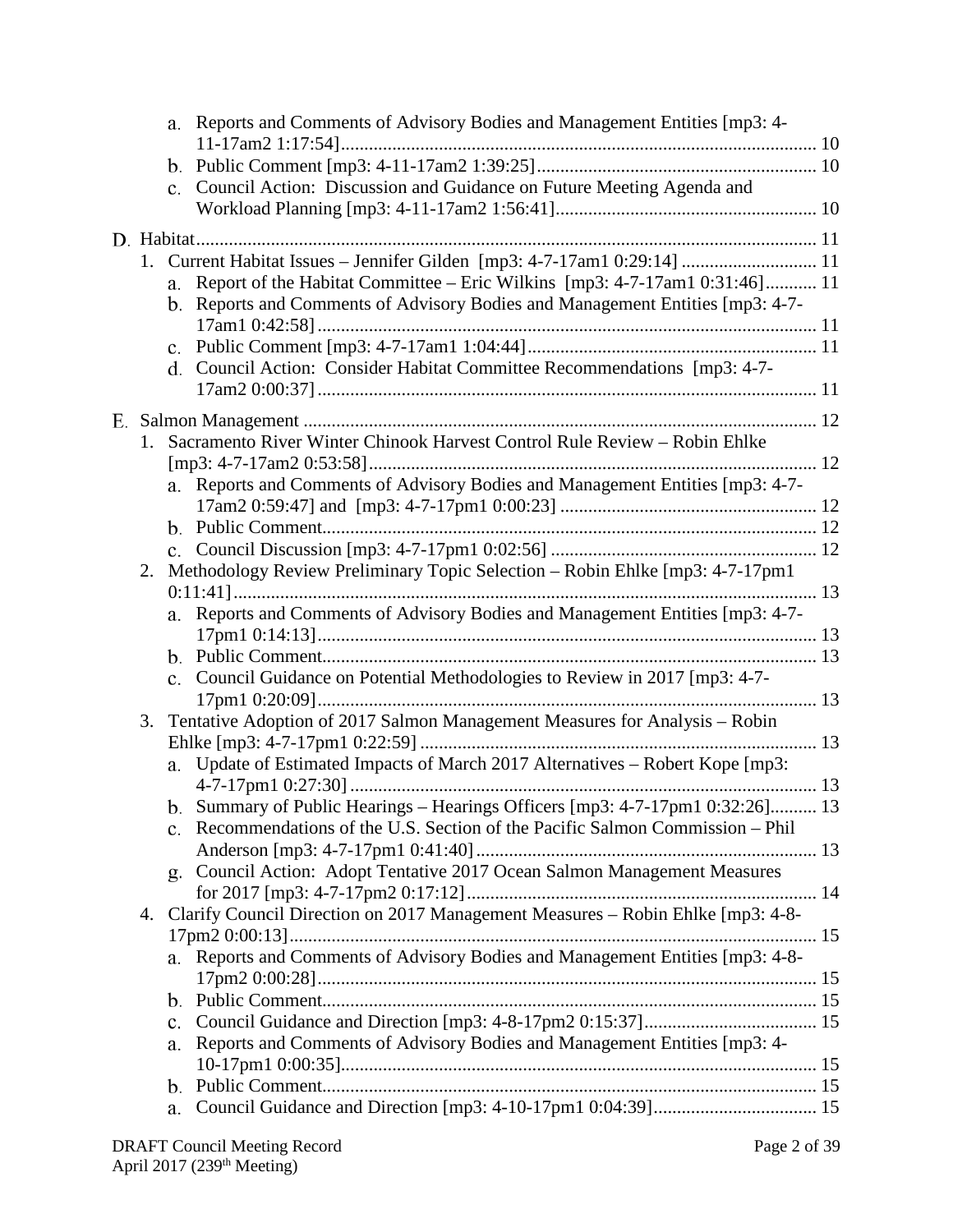a. Reports and Comments of Advisory Bodies and Management Entities [mp3: 4-11-17am2 1:17:54]........................................................................................................ 10

b. Public Comment [mp3: 4-11-17am2 1:39:25]............................................................ 10

c. Council Action: Discussion and Guidance on Future Meeting Agenda and Workload Planning [mp3: 4-11-17am2 1:56:41]........................................................ 10

D. Habitat........................................................................................................................ 11

1. Current Habitat Issues – Jennifer Gilden [mp3: 4-7-17am1 0:29:14] ............................ 11

a. Report of the Habitat Committee – Eric Wilkins [mp3: 4-7-17am1 0:31:46]........... 11

b. Reports and Comments of Advisory Bodies and Management Entities [mp3: 4-7-17am1 0:42:58]........................................................................................................... 11

c. Public Comment [mp3: 4-7-17am1 1:04:44].............................................................. 11

d. Council Action: Consider Habitat Committee Recommendations [mp3: 4-7-17am2 0:00:37]........................................................................................................... 11

E. Salmon Management ................................................................................................ 12

1. Sacramento River Winter Chinook Harvest Control Rule Review – Robin Ehlke [mp3: 4-7-17am2 0:53:58]................................................................................................ 12

a. Reports and Comments of Advisory Bodies and Management Entities [mp3: 4-7-17am2 0:59:47] and [mp3: 4-7-17pm1 0:00:23] ....................................................... 12

b. Public Comment......................................................................................................... 12

c. Council Discussion [mp3: 4-7-17pm1 0:02:56] ......................................................... 12

2. Methodology Review Preliminary Topic Selection – Robin Ehlke [mp3: 4-7-17pm1 0:11:41]............................................................................................................................. 13

a. Reports and Comments of Advisory Bodies and Management Entities [mp3: 4-7-17pm1 0:14:13]........................................................................................................... 13

b. Public Comment......................................................................................................... 13

c. Council Guidance on Potential Methodologies to Review in 2017 [mp3: 4-7-17pm1 0:20:09]........................................................................................................... 13

3. Tentative Adoption of 2017 Salmon Management Measures for Analysis – Robin Ehlke [mp3: 4-7-17pm1 0:22:59] ..................................................................................... 13

a. Update of Estimated Impacts of March 2017 Alternatives – Robert Kope [mp3: 4-7-17pm1 0:27:30].................................................................................................... 13

b. Summary of Public Hearings – Hearings Officers [mp3: 4-7-17pm1 0:32:26].......... 13

c. Recommendations of the U.S. Section of the Pacific Salmon Commission – Phil Anderson [mp3: 4-7-17pm1 0:41:40]......................................................................... 13

g. Council Action: Adopt Tentative 2017 Ocean Salmon Management Measures for 2017 [mp3: 4-7-17pm2 0:17:12]............................................................................ 14

4. Clarify Council Direction on 2017 Management Measures – Robin Ehlke [mp3: 4-8-17pm2 0:00:13]................................................................................................................. 15

a. Reports and Comments of Advisory Bodies and Management Entities [mp3: 4-8-17pm2 0:00:28]........................................................................................................... 15

b. Public Comment......................................................................................................... 15

c. Council Guidance and Direction [mp3: 4-8-17pm2 0:15:37]..................................... 15

a. Reports and Comments of Advisory Bodies and Management Entities [mp3: 4-10-17pm1 0:00:35]...................................................................................................... 15

b. Public Comment......................................................................................................... 15

a. Council Guidance and Direction [mp3: 4-10-17pm1 0:04:39]................................... 15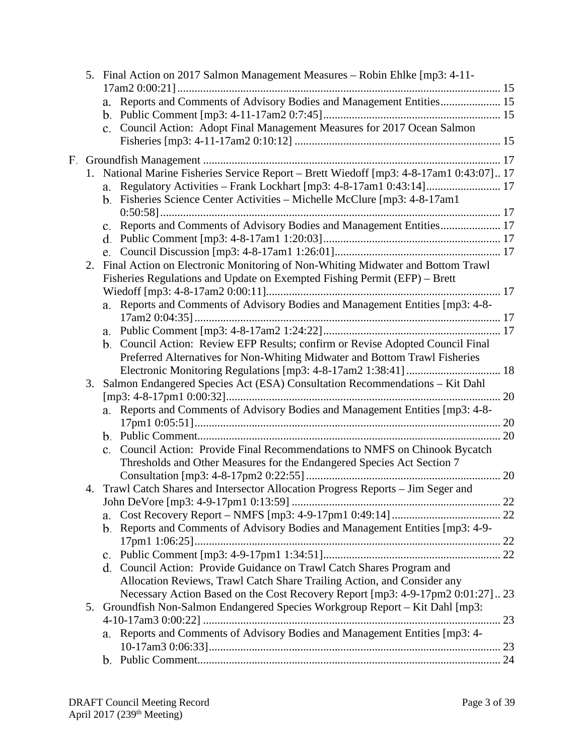5. Final Action on 2017 Salmon Management Measures – Robin Ehlke [mp3: 4-11-17am2 0:00:21] ........ 15
   a. Reports and Comments of Advisory Bodies and Management Entities ........ 15
   b. Public Comment [mp3: 4-11-17am2 0:7:45] ........ 15
   c. Council Action: Adopt Final Management Measures for 2017 Ocean Salmon Fisheries [mp3: 4-11-17am2 0:10:12] ........ 15

F. Groundfish Management ........ 17

1. National Marine Fisheries Service Report – Brett Wiedoff [mp3: 4-8-17am1 0:43:07] .. 17
   a. Regulatory Activities – Frank Lockhart [mp3: 4-8-17am1 0:43:14] ........ 17
   b. Fisheries Science Center Activities – Michelle McClure [mp3: 4-8-17am1 0:50:58] ........ 17
   c. Reports and Comments of Advisory Bodies and Management Entities ........ 17
   d. Public Comment [mp3: 4-8-17am1 1:20:03] ........ 17
   e. Council Discussion [mp3: 4-8-17am1 1:26:01] ........ 17
2. Final Action on Electronic Monitoring of Non-Whiting Midwater and Bottom Trawl Fisheries Regulations and Update on Exempted Fishing Permit (EFP) – Brett Wiedoff [mp3: 4-8-17am2 0:00:11] ........ 17
   a. Reports and Comments of Advisory Bodies and Management Entities [mp3: 4-8-17am2 0:04:35] ........ 17
   a. Public Comment [mp3: 4-8-17am2 1:24:22] ........ 17
   b. Council Action: Review EFP Results; confirm or Revise Adopted Council Final Preferred Alternatives for Non-Whiting Midwater and Bottom Trawl Fisheries Electronic Monitoring Regulations [mp3: 4-8-17am2 1:38:41] ........ 18
3. Salmon Endangered Species Act (ESA) Consultation Recommendations – Kit Dahl [mp3: 4-8-17pm1 0:00:32] ........ 20
   a. Reports and Comments of Advisory Bodies and Management Entities [mp3: 4-8-17pm1 0:05:51] ........ 20
   b. Public Comment ........ 20
   c. Council Action: Provide Final Recommendations to NMFS on Chinook Bycatch Thresholds and Other Measures for the Endangered Species Act Section 7 Consultation [mp3: 4-8-17pm2 0:22:55] ........ 20
4. Trawl Catch Shares and Intersector Allocation Progress Reports – Jim Seger and John DeVore [mp3: 4-9-17pm1 0:13:59] ........ 22
   a. Cost Recovery Report – NMFS [mp3: 4-9-17pm1 0:49:14] ........ 22
   b. Reports and Comments of Advisory Bodies and Management Entities [mp3: 4-9-17pm1 1:06:25] ........ 22
   c. Public Comment [mp3: 4-9-17pm1 1:34:51] ........ 22
   d. Council Action: Provide Guidance on Trawl Catch Shares Program and Allocation Reviews, Trawl Catch Share Trailing Action, and Consider any Necessary Action Based on the Cost Recovery Report [mp3: 4-9-17pm2 0:01:27] .. 23
5. Groundfish Non-Salmon Endangered Species Workgroup Report – Kit Dahl [mp3: 4-10-17am3 0:00:22] ........ 23
   a. Reports and Comments of Advisory Bodies and Management Entities [mp3: 4-10-17am3 0:06:33] ........ 23
   b. Public Comment ........ 24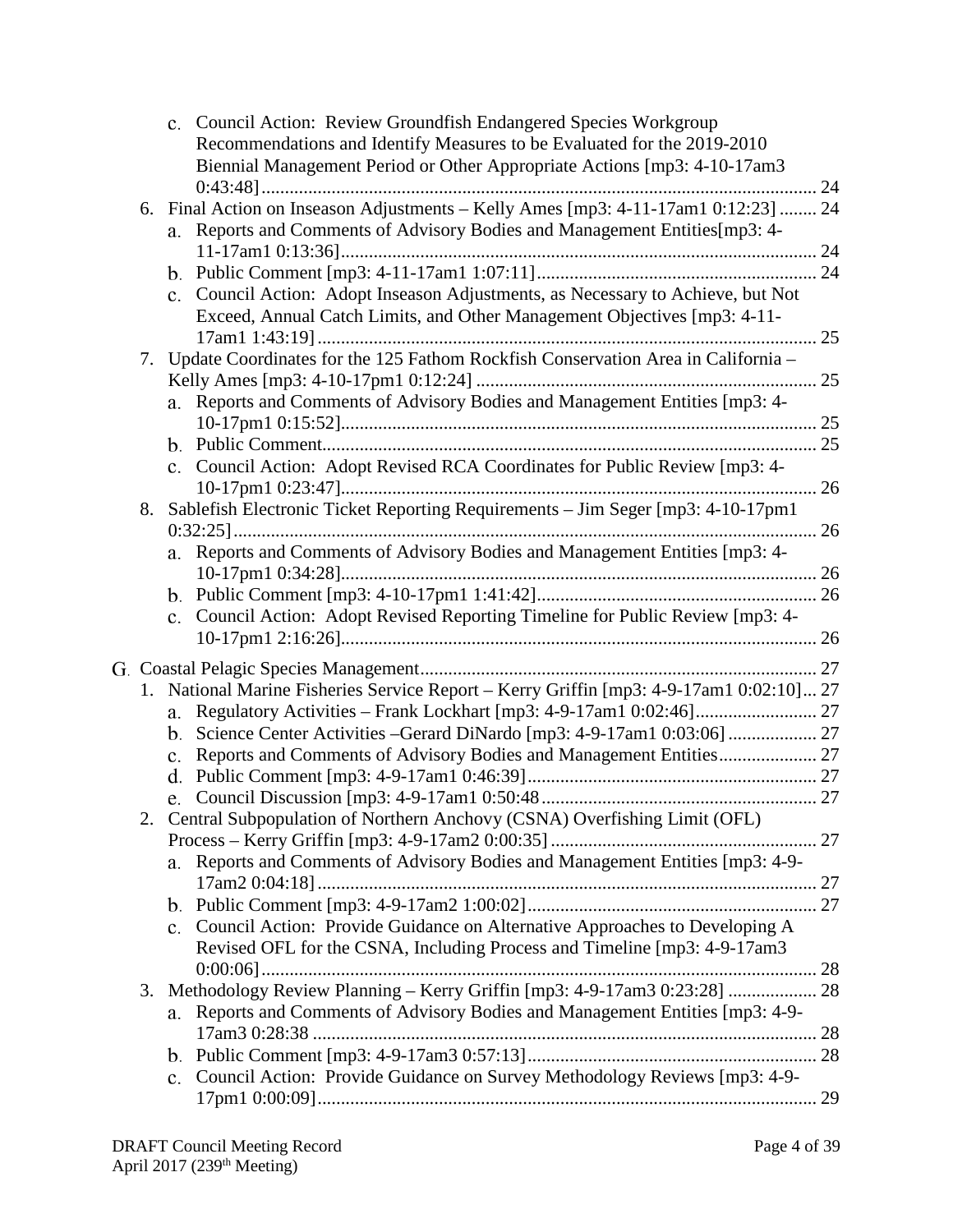c. Council Action: Review Groundfish Endangered Species Workgroup Recommendations and Identify Measures to be Evaluated for the 2019-2010 Biennial Management Period or Other Appropriate Actions [mp3: 4-10-17am3 0:43:48] ........ 24

6. Final Action on Inseason Adjustments – Kelly Ames [mp3: 4-11-17am1 0:12:23] ........ 24
   a. Reports and Comments of Advisory Bodies and Management Entities[mp3: 4-11-17am1 0:13:36] ........ 24
   b. Public Comment [mp3: 4-11-17am1 1:07:11] ........ 24
   c. Council Action: Adopt Inseason Adjustments, as Necessary to Achieve, but Not Exceed, Annual Catch Limits, and Other Management Objectives [mp3: 4-11-17am1 1:43:19] ........ 25
7. Update Coordinates for the 125 Fathom Rockfish Conservation Area in California – Kelly Ames [mp3: 4-10-17pm1 0:12:24] ........ 25
   a. Reports and Comments of Advisory Bodies and Management Entities [mp3: 4-10-17pm1 0:15:52] ........ 25
   b. Public Comment ........ 25
   c. Council Action: Adopt Revised RCA Coordinates for Public Review [mp3: 4-10-17pm1 0:23:47] ........ 26
8. Sablefish Electronic Ticket Reporting Requirements – Jim Seger [mp3: 4-10-17pm1 0:32:25] ........ 26
   a. Reports and Comments of Advisory Bodies and Management Entities [mp3: 4-10-17pm1 0:34:28] ........ 26
   b. Public Comment [mp3: 4-10-17pm1 1:41:42] ........ 26
   c. Council Action: Adopt Revised Reporting Timeline for Public Review [mp3: 4-10-17pm1 2:16:26] ........ 26

G. Coastal Pelagic Species Management ........ 27

1. National Marine Fisheries Service Report – Kerry Griffin [mp3: 4-9-17am1 0:02:10] ... 27
   a. Regulatory Activities – Frank Lockhart [mp3: 4-9-17am1 0:02:46] ........ 27
   b. Science Center Activities –Gerard DiNardo [mp3: 4-9-17am1 0:03:06] ........ 27
   c. Reports and Comments of Advisory Bodies and Management Entities ........ 27
   d. Public Comment [mp3: 4-9-17am1 0:46:39] ........ 27
   e. Council Discussion [mp3: 4-9-17am1 0:50:48 ........ 27
2. Central Subpopulation of Northern Anchovy (CSNA) Overfishing Limit (OFL) Process – Kerry Griffin [mp3: 4-9-17am2 0:00:35] ........ 27
   a. Reports and Comments of Advisory Bodies and Management Entities [mp3: 4-9-17am2 0:04:18] ........ 27
   b. Public Comment [mp3: 4-9-17am2 1:00:02] ........ 27
   c. Council Action: Provide Guidance on Alternative Approaches to Developing A Revised OFL for the CSNA, Including Process and Timeline [mp3: 4-9-17am3 0:00:06] ........ 28
3. Methodology Review Planning – Kerry Griffin [mp3: 4-9-17am3 0:23:28] ........ 28
   a. Reports and Comments of Advisory Bodies and Management Entities [mp3: 4-9-17am3 0:28:38 ........ 28
   b. Public Comment [mp3: 4-9-17am3 0:57:13] ........ 28
   c. Council Action: Provide Guidance on Survey Methodology Reviews [mp3: 4-9-17pm1 0:00:09] ........ 29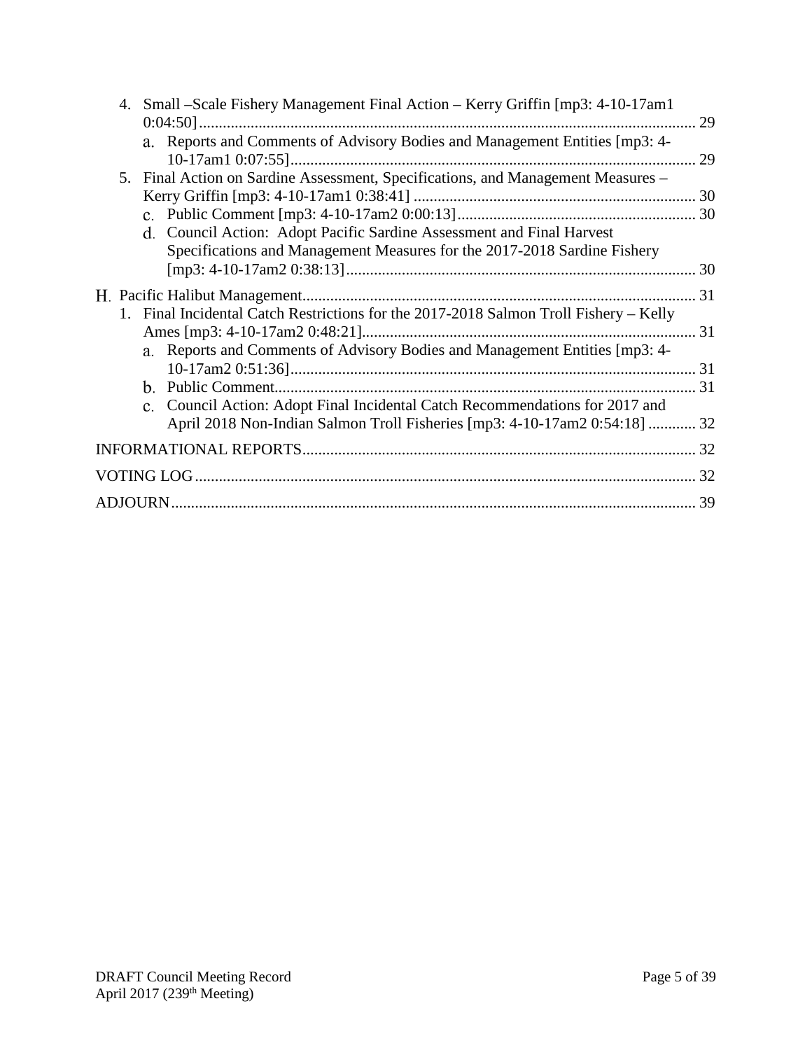4. Small –Scale Fishery Management Final Action – Kerry Griffin [mp3: 4-10-17am1 0:04:50] ........ 29
   a. Reports and Comments of Advisory Bodies and Management Entities [mp3: 4-10-17am1 0:07:55] ........ 29
5. Final Action on Sardine Assessment, Specifications, and Management Measures – Kerry Griffin [mp3: 4-10-17am1 0:38:41] ........ 30
   c. Public Comment [mp3: 4-10-17am2 0:00:13] ........ 30
   d. Council Action: Adopt Pacific Sardine Assessment and Final Harvest Specifications and Management Measures for the 2017-2018 Sardine Fishery [mp3: 4-10-17am2 0:38:13] ........ 30

H. Pacific Halibut Management ........ 31
1. Final Incidental Catch Restrictions for the 2017-2018 Salmon Troll Fishery – Kelly Ames [mp3: 4-10-17am2 0:48:21] ........ 31
   a. Reports and Comments of Advisory Bodies and Management Entities [mp3: 4-10-17am2 0:51:36] ........ 31
   b. Public Comment ........ 31
   c. Council Action: Adopt Final Incidental Catch Recommendations for 2017 and April 2018 Non-Indian Salmon Troll Fisheries [mp3: 4-10-17am2 0:54:18] ........ 32

INFORMATIONAL REPORTS ........ 32

VOTING LOG ........ 32

ADJOURN ........ 39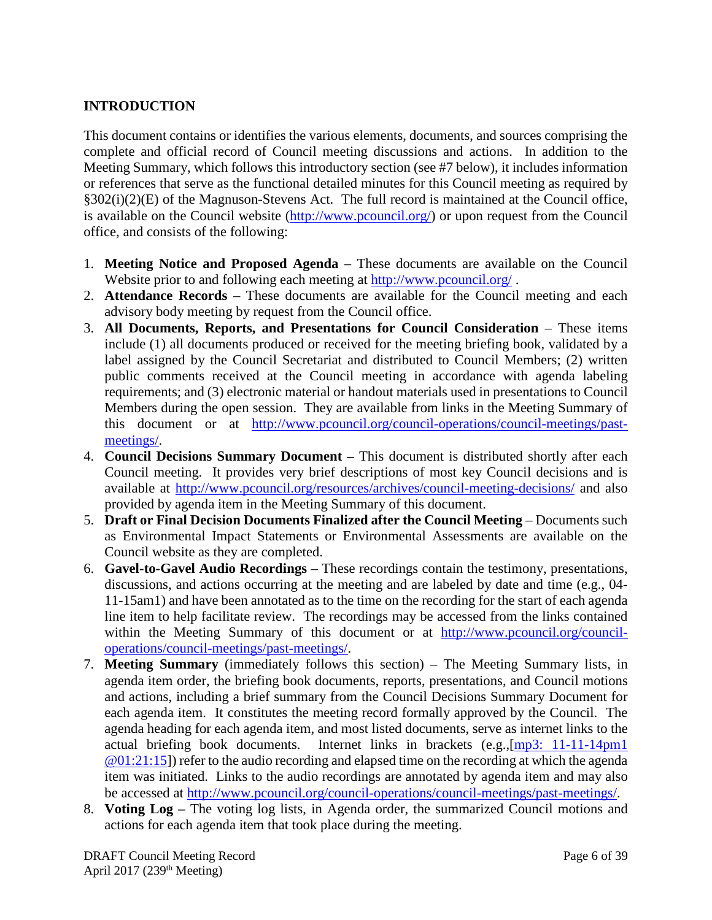## INTRODUCTION

This document contains or identifies the various elements, documents, and sources comprising the complete and official record of Council meeting discussions and actions. In addition to the Meeting Summary, which follows this introductory section (see #7 below), it includes information or references that serve as the functional detailed minutes for this Council meeting as required by §302(i)(2)(E) of the Magnuson-Stevens Act. The full record is maintained at the Council office, is available on the Council website (http://www.pcouncil.org/) or upon request from the Council office, and consists of the following:

1. **Meeting Notice and Proposed Agenda** – These documents are available on the Council Website prior to and following each meeting at http://www.pcouncil.org/ .
2. **Attendance Records** – These documents are available for the Council meeting and each advisory body meeting by request from the Council office.
3. **All Documents, Reports, and Presentations for Council Consideration** – These items include (1) all documents produced or received for the meeting briefing book, validated by a label assigned by the Council Secretariat and distributed to Council Members; (2) written public comments received at the Council meeting in accordance with agenda labeling requirements; and (3) electronic material or handout materials used in presentations to Council Members during the open session. They are available from links in the Meeting Summary of this document or at http://www.pcouncil.org/council-operations/council-meetings/past-meetings/.
4. **Council Decisions Summary Document –** This document is distributed shortly after each Council meeting. It provides very brief descriptions of most key Council decisions and is available at http://www.pcouncil.org/resources/archives/council-meeting-decisions/ and also provided by agenda item in the Meeting Summary of this document.
5. **Draft or Final Decision Documents Finalized after the Council Meeting** – Documents such as Environmental Impact Statements or Environmental Assessments are available on the Council website as they are completed.
6. **Gavel-to-Gavel Audio Recordings** – These recordings contain the testimony, presentations, discussions, and actions occurring at the meeting and are labeled by date and time (e.g., 04-11-15am1) and have been annotated as to the time on the recording for the start of each agenda line item to help facilitate review. The recordings may be accessed from the links contained within the Meeting Summary of this document or at http://www.pcouncil.org/council-operations/council-meetings/past-meetings/.
7. **Meeting Summary** (immediately follows this section) – The Meeting Summary lists, in agenda item order, the briefing book documents, reports, presentations, and Council motions and actions, including a brief summary from the Council Decisions Summary Document for each agenda item. It constitutes the meeting record formally approved by the Council. The agenda heading for each agenda item, and most listed documents, serve as internet links to the actual briefing book documents. Internet links in brackets (e.g.,[mp3: 11-11-14pm1 @01:21:15]) refer to the audio recording and elapsed time on the recording at which the agenda item was initiated. Links to the audio recordings are annotated by agenda item and may also be accessed at http://www.pcouncil.org/council-operations/council-meetings/past-meetings/.
8. **Voting Log –** The voting log lists, in Agenda order, the summarized Council motions and actions for each agenda item that took place during the meeting.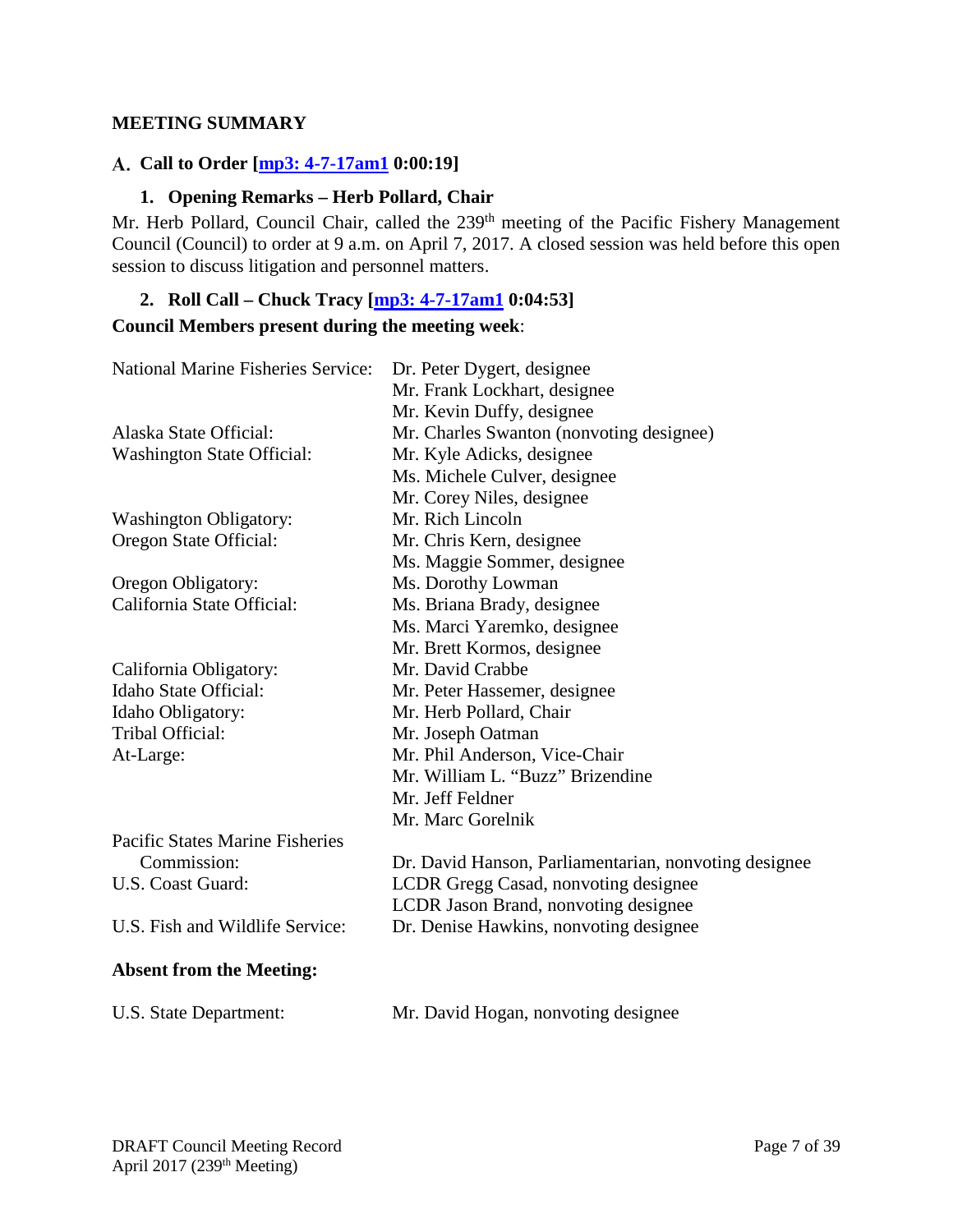## MEETING SUMMARY

### A. Call to Order [mp3: 4-7-17am1 0:00:19]

#### 1. Opening Remarks – Herb Pollard, Chair

Mr. Herb Pollard, Council Chair, called the 239th meeting of the Pacific Fishery Management Council (Council) to order at 9 a.m. on April 7, 2017. A closed session was held before this open session to discuss litigation and personnel matters.

#### 2. Roll Call – Chuck Tracy [mp3: 4-7-17am1 0:04:53]

**Council Members present during the meeting week**:

| | |
|---|---|
| National Marine Fisheries Service: | Dr. Peter Dygert, designee |
| | Mr. Frank Lockhart, designee |
| | Mr. Kevin Duffy, designee |
| Alaska State Official: | Mr. Charles Swanton (nonvoting designee) |
| Washington State Official: | Mr. Kyle Adicks, designee |
| | Ms. Michele Culver, designee |
| | Mr. Corey Niles, designee |
| Washington Obligatory: | Mr. Rich Lincoln |
| Oregon State Official: | Mr. Chris Kern, designee |
| | Ms. Maggie Sommer, designee |
| Oregon Obligatory: | Ms. Dorothy Lowman |
| California State Official: | Ms. Briana Brady, designee |
| | Ms. Marci Yaremko, designee |
| | Mr. Brett Kormos, designee |
| California Obligatory: | Mr. David Crabbe |
| Idaho State Official: | Mr. Peter Hassemer, designee |
| Idaho Obligatory: | Mr. Herb Pollard, Chair |
| Tribal Official: | Mr. Joseph Oatman |
| At-Large: | Mr. Phil Anderson, Vice-Chair |
| | Mr. William L. "Buzz" Brizendine |
| | Mr. Jeff Feldner |
| | Mr. Marc Gorelnik |
| Pacific States Marine Fisheries Commission: | Dr. David Hanson, Parliamentarian, nonvoting designee |
| U.S. Coast Guard: | LCDR Gregg Casad, nonvoting designee |
| | LCDR Jason Brand, nonvoting designee |
| U.S. Fish and Wildlife Service: | Dr. Denise Hawkins, nonvoting designee |

**Absent from the Meeting:**

| | |
|---|---|
| U.S. State Department: | Mr. David Hogan, nonvoting designee |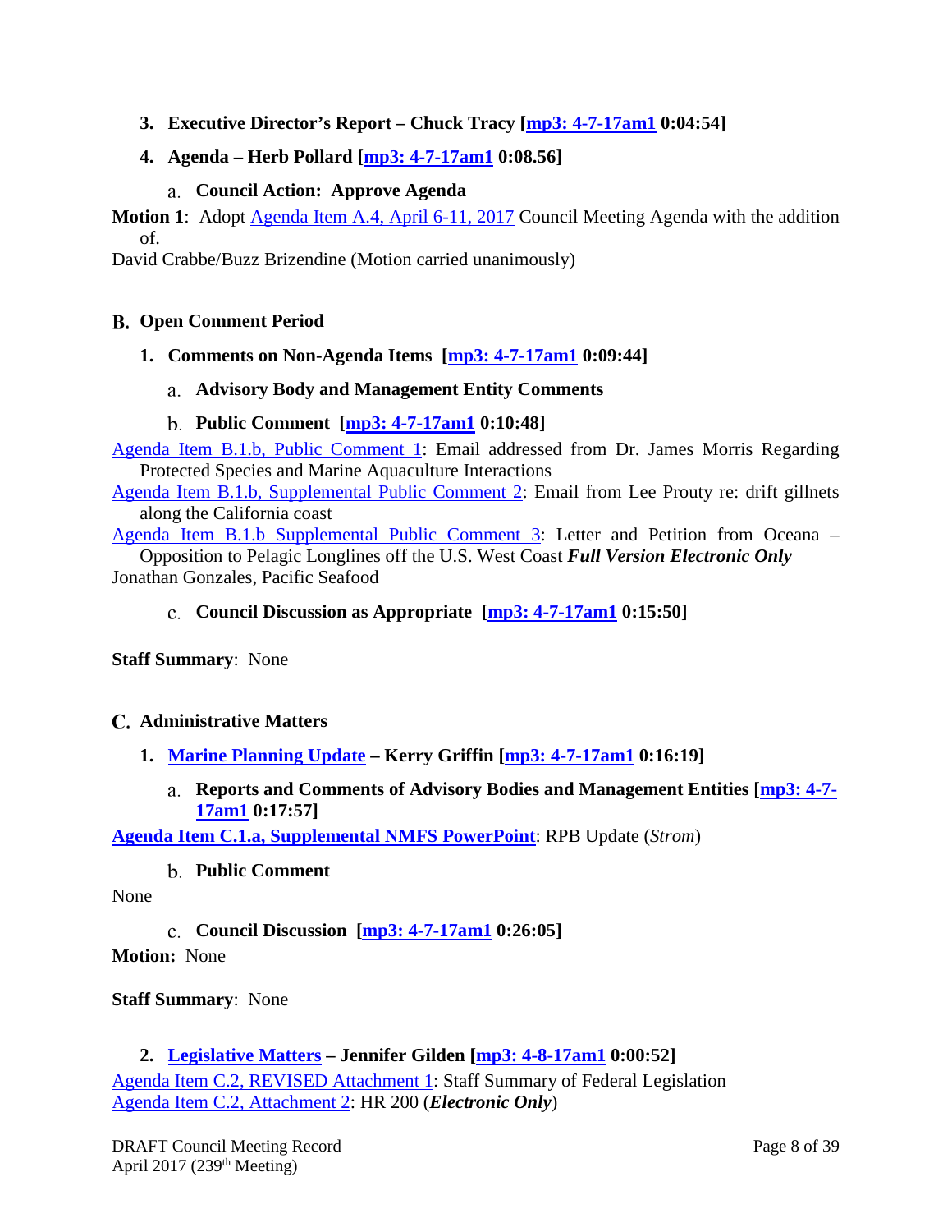### 3. Executive Director's Report – Chuck Tracy [mp3: 4-7-17am1 0:04:54]

### 4. Agenda – Herb Pollard [mp3: 4-7-17am1 0:08.56]

#### a. Council Action: Approve Agenda

**Motion 1**: Adopt Agenda Item A.4, April 6-11, 2017 Council Meeting Agenda with the addition of.

David Crabbe/Buzz Brizendine (Motion carried unanimously)

## B. Open Comment Period

### 1. Comments on Non-Agenda Items [mp3: 4-7-17am1 0:09:44]

#### a. Advisory Body and Management Entity Comments

#### b. Public Comment [mp3: 4-7-17am1 0:10:48]

Agenda Item B.1.b, Public Comment 1: Email addressed from Dr. James Morris Regarding Protected Species and Marine Aquaculture Interactions

Agenda Item B.1.b, Supplemental Public Comment 2: Email from Lee Prouty re: drift gillnets along the California coast

Agenda Item B.1.b Supplemental Public Comment 3: Letter and Petition from Oceana – Opposition to Pelagic Longlines off the U.S. West Coast ***Full Version Electronic Only***

Jonathan Gonzales, Pacific Seafood

#### c. Council Discussion as Appropriate [mp3: 4-7-17am1 0:15:50]

**Staff Summary**: None

## C. Administrative Matters

### 1. Marine Planning Update – Kerry Griffin [mp3: 4-7-17am1 0:16:19]

#### a. Reports and Comments of Advisory Bodies and Management Entities [mp3: 4-7-17am1 0:17:57]

**Agenda Item C.1.a, Supplemental NMFS PowerPoint**: RPB Update (*Strom*)

#### b. Public Comment

None

#### c. Council Discussion [mp3: 4-7-17am1 0:26:05]

**Motion:** None

**Staff Summary**: None

### 2. Legislative Matters – Jennifer Gilden [mp3: 4-8-17am1 0:00:52]

Agenda Item C.2, REVISED Attachment 1: Staff Summary of Federal Legislation

Agenda Item C.2, Attachment 2: HR 200 (***Electronic Only***)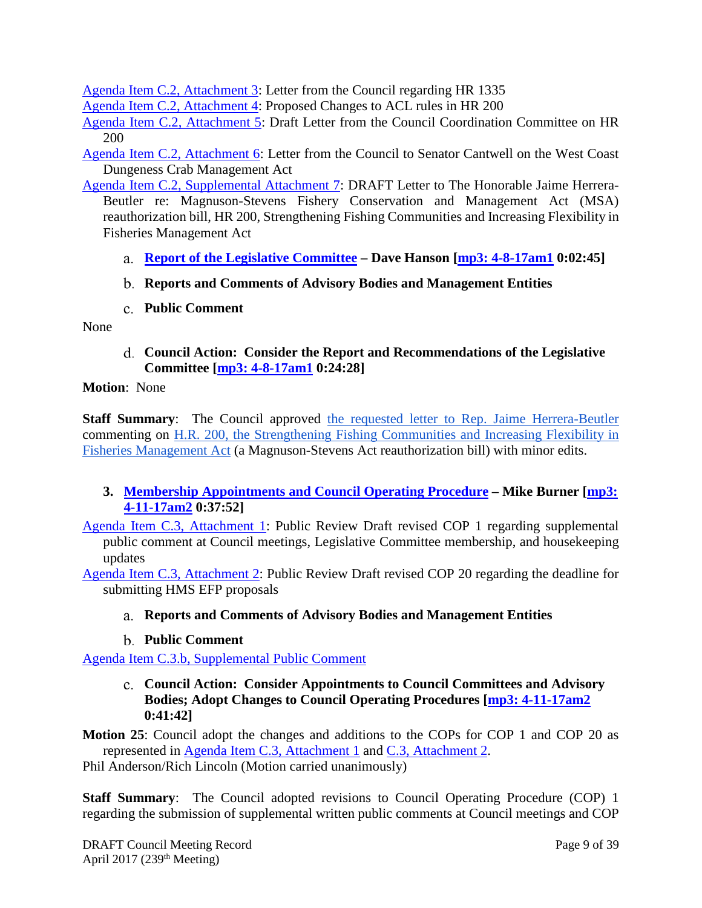Agenda Item C.2, Attachment 3: Letter from the Council regarding HR 1335

Agenda Item C.2, Attachment 4: Proposed Changes to ACL rules in HR 200

Agenda Item C.2, Attachment 5: Draft Letter from the Council Coordination Committee on HR 200

Agenda Item C.2, Attachment 6: Letter from the Council to Senator Cantwell on the West Coast Dungeness Crab Management Act

Agenda Item C.2, Supplemental Attachment 7: DRAFT Letter to The Honorable Jaime Herrera-Beutler re: Magnuson-Stevens Fishery Conservation and Management Act (MSA) reauthorization bill, HR 200, Strengthening Fishing Communities and Increasing Flexibility in Fisheries Management Act

a. **Report of the Legislative Committee – Dave Hanson [mp3: 4-8-17am1 0:02:45]**

b. **Reports and Comments of Advisory Bodies and Management Entities**

c. **Public Comment**

None

d. **Council Action: Consider the Report and Recommendations of the Legislative Committee [mp3: 4-8-17am1 0:24:28]**

**Motion**: None

**Staff Summary**: The Council approved the requested letter to Rep. Jaime Herrera-Beutler commenting on H.R. 200, the Strengthening Fishing Communities and Increasing Flexibility in Fisheries Management Act (a Magnuson-Stevens Act reauthorization bill) with minor edits.

### 3. Membership Appointments and Council Operating Procedure – Mike Burner [mp3: 4-11-17am2 0:37:52]

Agenda Item C.3, Attachment 1: Public Review Draft revised COP 1 regarding supplemental public comment at Council meetings, Legislative Committee membership, and housekeeping updates

Agenda Item C.3, Attachment 2: Public Review Draft revised COP 20 regarding the deadline for submitting HMS EFP proposals

a. **Reports and Comments of Advisory Bodies and Management Entities**

b. **Public Comment**

Agenda Item C.3.b, Supplemental Public Comment

c. **Council Action: Consider Appointments to Council Committees and Advisory Bodies; Adopt Changes to Council Operating Procedures [mp3: 4-11-17am2 0:41:42]**

**Motion 25**: Council adopt the changes and additions to the COPs for COP 1 and COP 20 as represented in Agenda Item C.3, Attachment 1 and C.3, Attachment 2.

Phil Anderson/Rich Lincoln (Motion carried unanimously)

**Staff Summary**: The Council adopted revisions to Council Operating Procedure (COP) 1 regarding the submission of supplemental written public comments at Council meetings and COP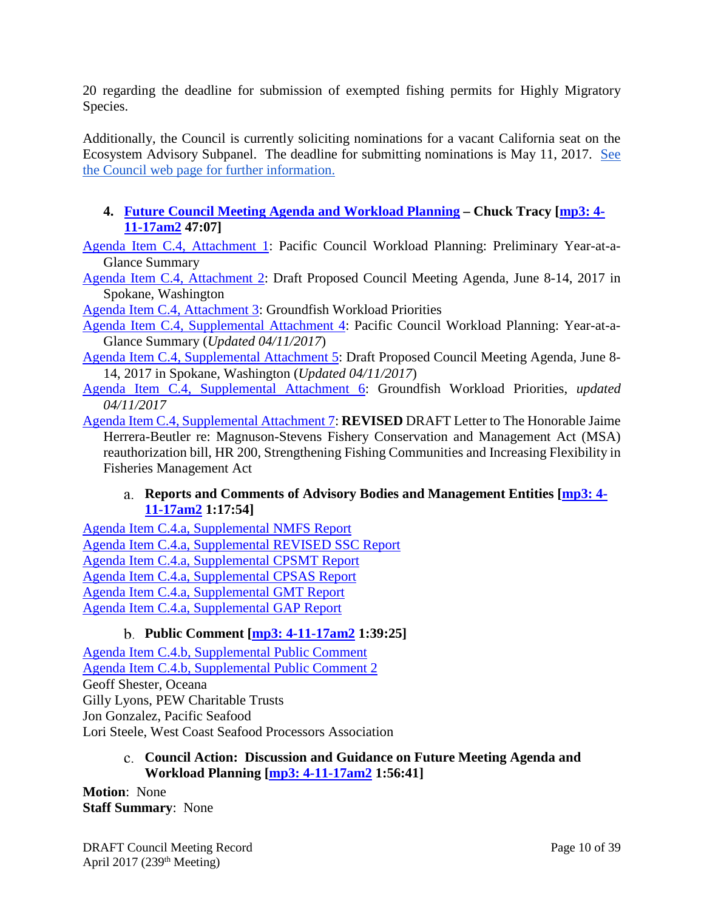20 regarding the deadline for submission of exempted fishing permits for Highly Migratory Species.

Additionally, the Council is currently soliciting nominations for a vacant California seat on the Ecosystem Advisory Subpanel. The deadline for submitting nominations is May 11, 2017. See the Council web page for further information.

#### 4. Future Council Meeting Agenda and Workload Planning – Chuck Tracy [mp3: 4-11-17am2 47:07]

Agenda Item C.4, Attachment 1: Pacific Council Workload Planning: Preliminary Year-at-a-Glance Summary

Agenda Item C.4, Attachment 2: Draft Proposed Council Meeting Agenda, June 8-14, 2017 in Spokane, Washington

Agenda Item C.4, Attachment 3: Groundfish Workload Priorities

Agenda Item C.4, Supplemental Attachment 4: Pacific Council Workload Planning: Year-at-a-Glance Summary (*Updated 04/11/2017*)

Agenda Item C.4, Supplemental Attachment 5: Draft Proposed Council Meeting Agenda, June 8-14, 2017 in Spokane, Washington (*Updated 04/11/2017*)

Agenda Item C.4, Supplemental Attachment 6: Groundfish Workload Priorities, *updated 04/11/2017*

Agenda Item C.4, Supplemental Attachment 7: **REVISED** DRAFT Letter to The Honorable Jaime Herrera-Beutler re: Magnuson-Stevens Fishery Conservation and Management Act (MSA) reauthorization bill, HR 200, Strengthening Fishing Communities and Increasing Flexibility in Fisheries Management Act

##### a. Reports and Comments of Advisory Bodies and Management Entities [mp3: 4-11-17am2 1:17:54]

Agenda Item C.4.a, Supplemental NMFS Report
Agenda Item C.4.a, Supplemental REVISED SSC Report
Agenda Item C.4.a, Supplemental CPSMT Report
Agenda Item C.4.a, Supplemental CPSAS Report
Agenda Item C.4.a, Supplemental GMT Report
Agenda Item C.4.a, Supplemental GAP Report

##### b. Public Comment [mp3: 4-11-17am2 1:39:25]

Agenda Item C.4.b, Supplemental Public Comment
Agenda Item C.4.b, Supplemental Public Comment 2
Geoff Shester, Oceana
Gilly Lyons, PEW Charitable Trusts
Jon Gonzalez, Pacific Seafood
Lori Steele, West Coast Seafood Processors Association

##### c. Council Action: Discussion and Guidance on Future Meeting Agenda and Workload Planning [mp3: 4-11-17am2 1:56:41]

**Motion**: None
**Staff Summary**: None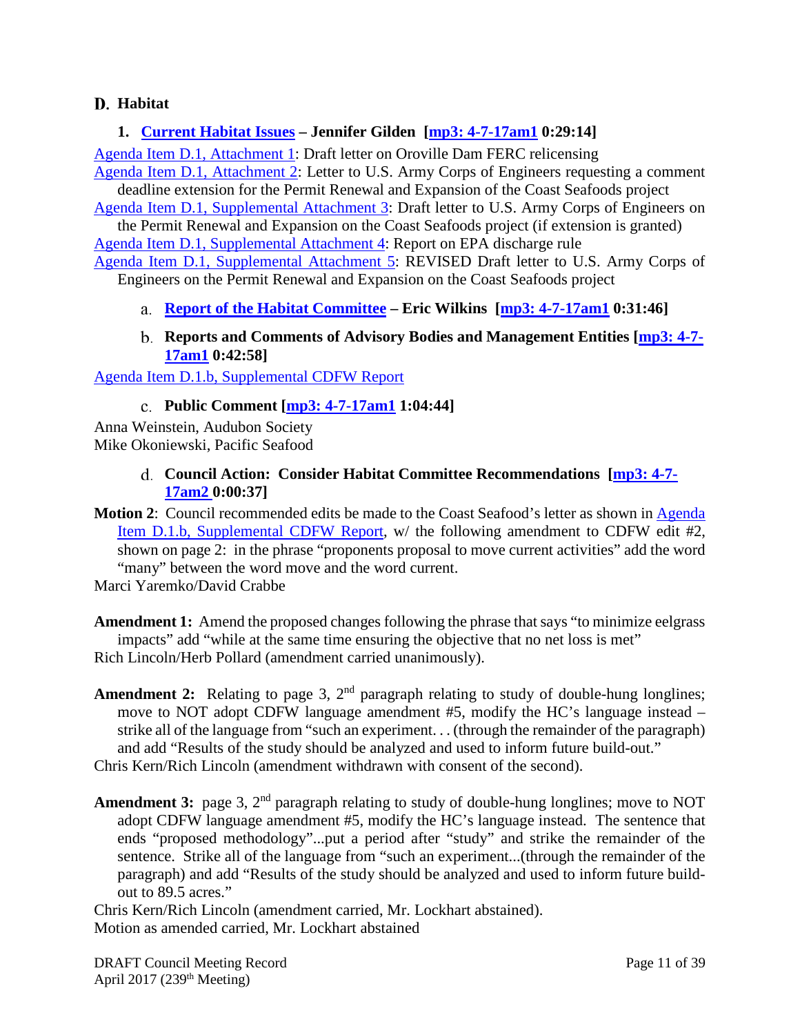## D. Habitat

### 1. Current Habitat Issues – Jennifer Gilden [mp3: 4-7-17am1 0:29:14]

Agenda Item D.1, Attachment 1: Draft letter on Oroville Dam FERC relicensing

Agenda Item D.1, Attachment 2: Letter to U.S. Army Corps of Engineers requesting a comment deadline extension for the Permit Renewal and Expansion of the Coast Seafoods project

Agenda Item D.1, Supplemental Attachment 3: Draft letter to U.S. Army Corps of Engineers on the Permit Renewal and Expansion on the Coast Seafoods project (if extension is granted)

Agenda Item D.1, Supplemental Attachment 4: Report on EPA discharge rule

Agenda Item D.1, Supplemental Attachment 5: REVISED Draft letter to U.S. Army Corps of Engineers on the Permit Renewal and Expansion on the Coast Seafoods project

#### a. Report of the Habitat Committee – Eric Wilkins [mp3: 4-7-17am1 0:31:46]

#### b. Reports and Comments of Advisory Bodies and Management Entities [mp3: 4-7-17am1 0:42:58]

Agenda Item D.1.b, Supplemental CDFW Report

#### c. Public Comment [mp3: 4-7-17am1 1:04:44]

Anna Weinstein, Audubon Society
Mike Okoniewski, Pacific Seafood

#### d. Council Action: Consider Habitat Committee Recommendations [mp3: 4-7-17am2 0:00:37]

**Motion 2**: Council recommended edits be made to the Coast Seafood's letter as shown in Agenda Item D.1.b, Supplemental CDFW Report, w/ the following amendment to CDFW edit #2, shown on page 2: in the phrase "proponents proposal to move current activities" add the word "many" between the word move and the word current.

Marci Yaremko/David Crabbe

**Amendment 1:** Amend the proposed changes following the phrase that says "to minimize eelgrass impacts" add "while at the same time ensuring the objective that no net loss is met"

Rich Lincoln/Herb Pollard (amendment carried unanimously).

**Amendment 2:** Relating to page 3, 2nd paragraph relating to study of double-hung longlines; move to NOT adopt CDFW language amendment #5, modify the HC's language instead – strike all of the language from "such an experiment. . . (through the remainder of the paragraph) and add "Results of the study should be analyzed and used to inform future build-out."

Chris Kern/Rich Lincoln (amendment withdrawn with consent of the second).

**Amendment 3:** page 3, 2nd paragraph relating to study of double-hung longlines; move to NOT adopt CDFW language amendment #5, modify the HC's language instead. The sentence that ends "proposed methodology"...put a period after "study" and strike the remainder of the sentence. Strike all of the language from "such an experiment...(through the remainder of the paragraph) and add "Results of the study should be analyzed and used to inform future build-out to 89.5 acres."

Chris Kern/Rich Lincoln (amendment carried, Mr. Lockhart abstained).

Motion as amended carried, Mr. Lockhart abstained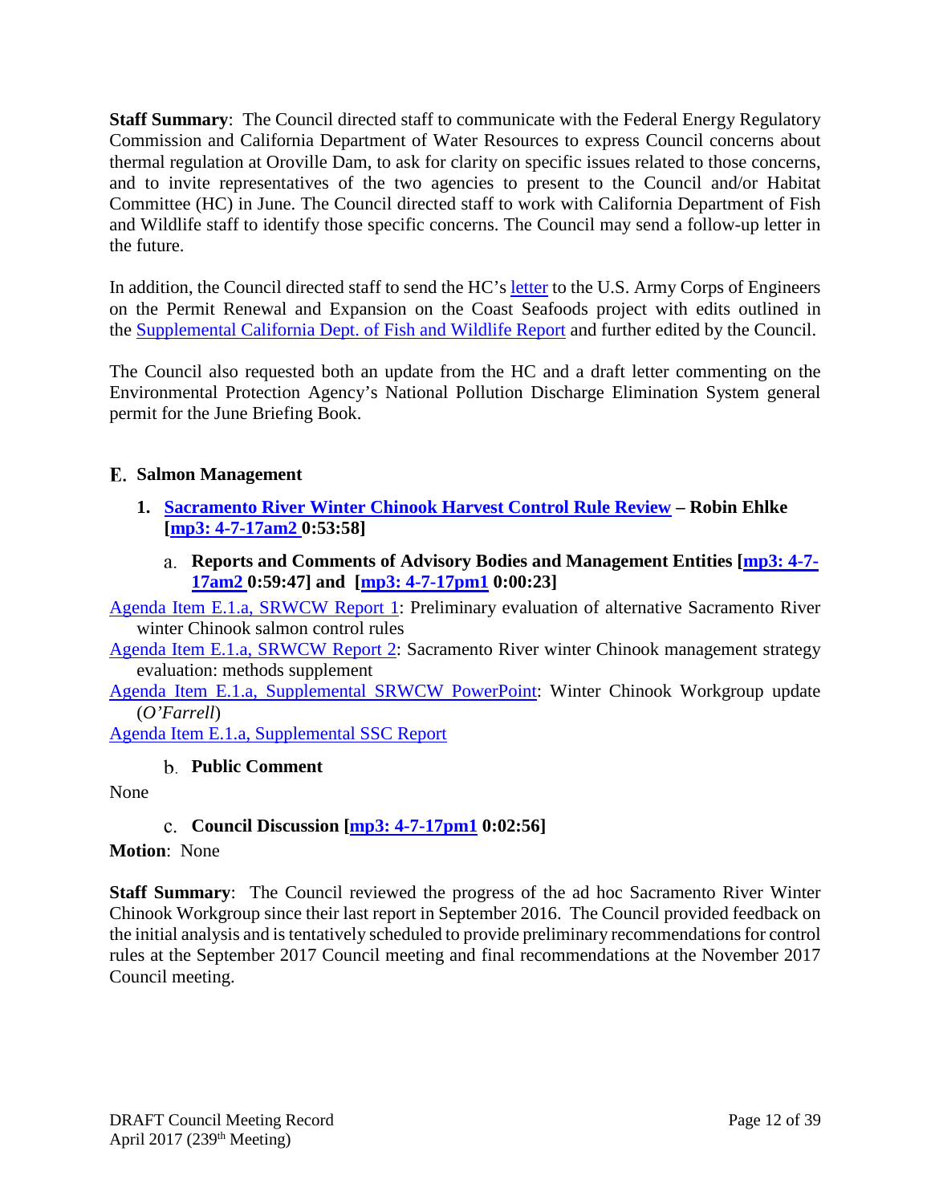**Staff Summary**: The Council directed staff to communicate with the Federal Energy Regulatory Commission and California Department of Water Resources to express Council concerns about thermal regulation at Oroville Dam, to ask for clarity on specific issues related to those concerns, and to invite representatives of the two agencies to present to the Council and/or Habitat Committee (HC) in June. The Council directed staff to work with California Department of Fish and Wildlife staff to identify those specific concerns. The Council may send a follow-up letter in the future.

In addition, the Council directed staff to send the HC's letter to the U.S. Army Corps of Engineers on the Permit Renewal and Expansion on the Coast Seafoods project with edits outlined in the Supplemental California Dept. of Fish and Wildlife Report and further edited by the Council.

The Council also requested both an update from the HC and a draft letter commenting on the Environmental Protection Agency's National Pollution Discharge Elimination System general permit for the June Briefing Book.

## E. Salmon Management

### 1. Sacramento River Winter Chinook Harvest Control Rule Review – Robin Ehlke [mp3: 4-7-17am2 0:53:58]

#### a. Reports and Comments of Advisory Bodies and Management Entities [mp3: 4-7-17am2 0:59:47] and [mp3: 4-7-17pm1 0:00:23]

Agenda Item E.1.a, SRWCW Report 1: Preliminary evaluation of alternative Sacramento River winter Chinook salmon control rules

Agenda Item E.1.a, SRWCW Report 2: Sacramento River winter Chinook management strategy evaluation: methods supplement

Agenda Item E.1.a, Supplemental SRWCW PowerPoint: Winter Chinook Workgroup update (*O'Farrell*)

Agenda Item E.1.a, Supplemental SSC Report

#### b. Public Comment

None

#### c. Council Discussion [mp3: 4-7-17pm1 0:02:56]

**Motion**: None

**Staff Summary**: The Council reviewed the progress of the ad hoc Sacramento River Winter Chinook Workgroup since their last report in September 2016. The Council provided feedback on the initial analysis and is tentatively scheduled to provide preliminary recommendations for control rules at the September 2017 Council meeting and final recommendations at the November 2017 Council meeting.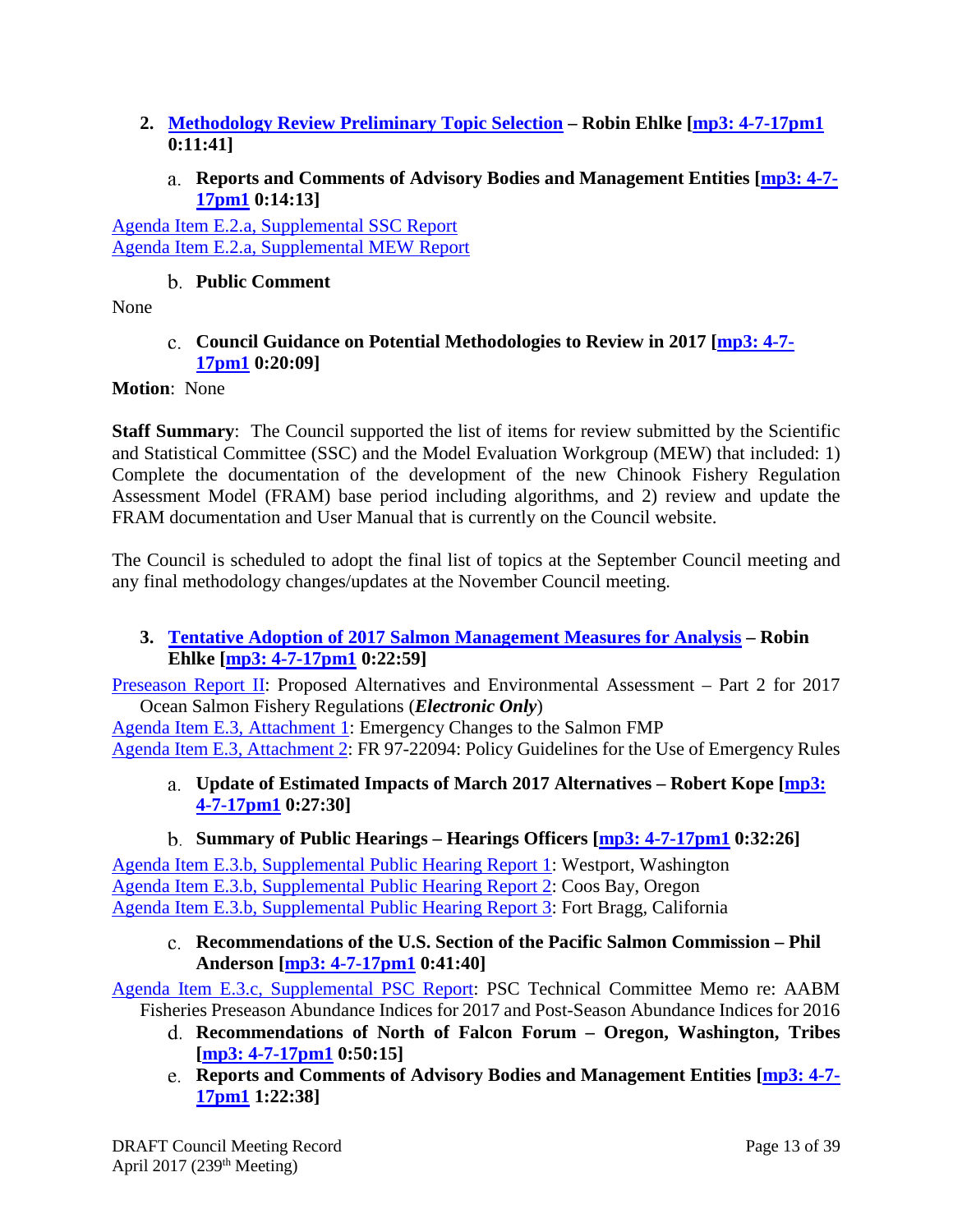**2. Methodology Review Preliminary Topic Selection – Robin Ehlke [mp3: 4-7-17pm1 0:11:41]**

a. **Reports and Comments of Advisory Bodies and Management Entities [mp3: 4-7-17pm1 0:14:13]**

Agenda Item E.2.a, Supplemental SSC Report
Agenda Item E.2.a, Supplemental MEW Report

b. **Public Comment**

None

c. **Council Guidance on Potential Methodologies to Review in 2017 [mp3: 4-7-17pm1 0:20:09]**

**Motion**: None

**Staff Summary**: The Council supported the list of items for review submitted by the Scientific and Statistical Committee (SSC) and the Model Evaluation Workgroup (MEW) that included: 1) Complete the documentation of the development of the new Chinook Fishery Regulation Assessment Model (FRAM) base period including algorithms, and 2) review and update the FRAM documentation and User Manual that is currently on the Council website.

The Council is scheduled to adopt the final list of topics at the September Council meeting and any final methodology changes/updates at the November Council meeting.

**3. Tentative Adoption of 2017 Salmon Management Measures for Analysis – Robin Ehlke [mp3: 4-7-17pm1 0:22:59]**

Preseason Report II: Proposed Alternatives and Environmental Assessment – Part 2 for 2017 Ocean Salmon Fishery Regulations (***Electronic Only***)
Agenda Item E.3, Attachment 1: Emergency Changes to the Salmon FMP
Agenda Item E.3, Attachment 2: FR 97-22094: Policy Guidelines for the Use of Emergency Rules

a. **Update of Estimated Impacts of March 2017 Alternatives – Robert Kope [mp3: 4-7-17pm1 0:27:30]**

b. **Summary of Public Hearings – Hearings Officers [mp3: 4-7-17pm1 0:32:26]**

Agenda Item E.3.b, Supplemental Public Hearing Report 1: Westport, Washington
Agenda Item E.3.b, Supplemental Public Hearing Report 2: Coos Bay, Oregon
Agenda Item E.3.b, Supplemental Public Hearing Report 3: Fort Bragg, California

c. **Recommendations of the U.S. Section of the Pacific Salmon Commission – Phil Anderson [mp3: 4-7-17pm1 0:41:40]**

Agenda Item E.3.c, Supplemental PSC Report: PSC Technical Committee Memo re: AABM Fisheries Preseason Abundance Indices for 2017 and Post-Season Abundance Indices for 2016

d. **Recommendations of North of Falcon Forum – Oregon, Washington, Tribes [mp3: 4-7-17pm1 0:50:15]**

e. **Reports and Comments of Advisory Bodies and Management Entities [mp3: 4-7-17pm1 1:22:38]**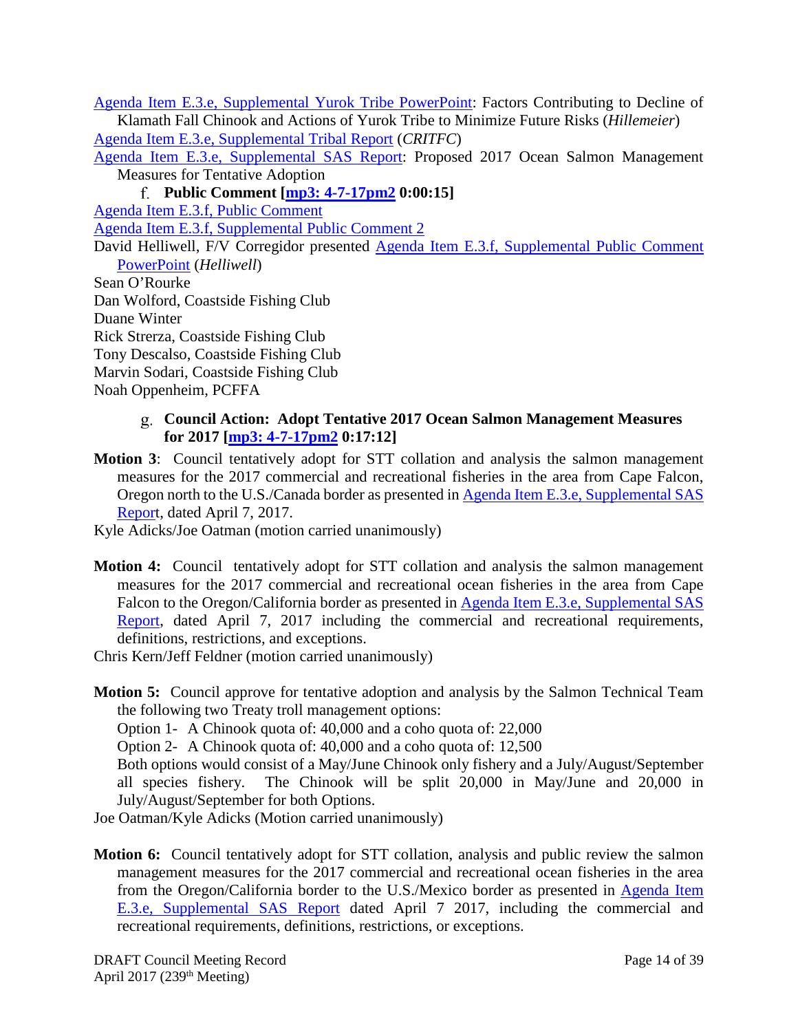Agenda Item E.3.e, Supplemental Yurok Tribe PowerPoint: Factors Contributing to Decline of Klamath Fall Chinook and Actions of Yurok Tribe to Minimize Future Risks (*Hillemeier*)

Agenda Item E.3.e, Supplemental Tribal Report (*CRITFC*)

Agenda Item E.3.e, Supplemental SAS Report: Proposed 2017 Ocean Salmon Management Measures for Tentative Adoption

f. **Public Comment [mp3: 4-7-17pm2 0:00:15]**

Agenda Item E.3.f, Public Comment

Agenda Item E.3.f, Supplemental Public Comment 2

David Helliwell, F/V Corregidor presented Agenda Item E.3.f, Supplemental Public Comment PowerPoint (*Helliwell*)

Sean O'Rourke

Dan Wolford, Coastside Fishing Club

Duane Winter

Rick Strerza, Coastside Fishing Club

Tony Descalso, Coastside Fishing Club

Marvin Sodari, Coastside Fishing Club

Noah Oppenheim, PCFFA

g. **Council Action: Adopt Tentative 2017 Ocean Salmon Management Measures for 2017 [mp3: 4-7-17pm2 0:17:12]**

**Motion 3**: Council tentatively adopt for STT collation and analysis the salmon management measures for the 2017 commercial and recreational fisheries in the area from Cape Falcon, Oregon north to the U.S./Canada border as presented in Agenda Item E.3.e, Supplemental SAS Report, dated April 7, 2017.

Kyle Adicks/Joe Oatman (motion carried unanimously)

**Motion 4:** Council tentatively adopt for STT collation and analysis the salmon management measures for the 2017 commercial and recreational ocean fisheries in the area from Cape Falcon to the Oregon/California border as presented in Agenda Item E.3.e, Supplemental SAS Report, dated April 7, 2017 including the commercial and recreational requirements, definitions, restrictions, and exceptions.

Chris Kern/Jeff Feldner (motion carried unanimously)

**Motion 5:** Council approve for tentative adoption and analysis by the Salmon Technical Team the following two Treaty troll management options:

Option 1- A Chinook quota of: 40,000 and a coho quota of: 22,000

Option 2- A Chinook quota of: 40,000 and a coho quota of: 12,500

Both options would consist of a May/June Chinook only fishery and a July/August/September all species fishery. The Chinook will be split 20,000 in May/June and 20,000 in July/August/September for both Options.

Joe Oatman/Kyle Adicks (Motion carried unanimously)

**Motion 6:** Council tentatively adopt for STT collation, analysis and public review the salmon management measures for the 2017 commercial and recreational ocean fisheries in the area from the Oregon/California border to the U.S./Mexico border as presented in Agenda Item E.3.e, Supplemental SAS Report dated April 7 2017, including the commercial and recreational requirements, definitions, restrictions, or exceptions.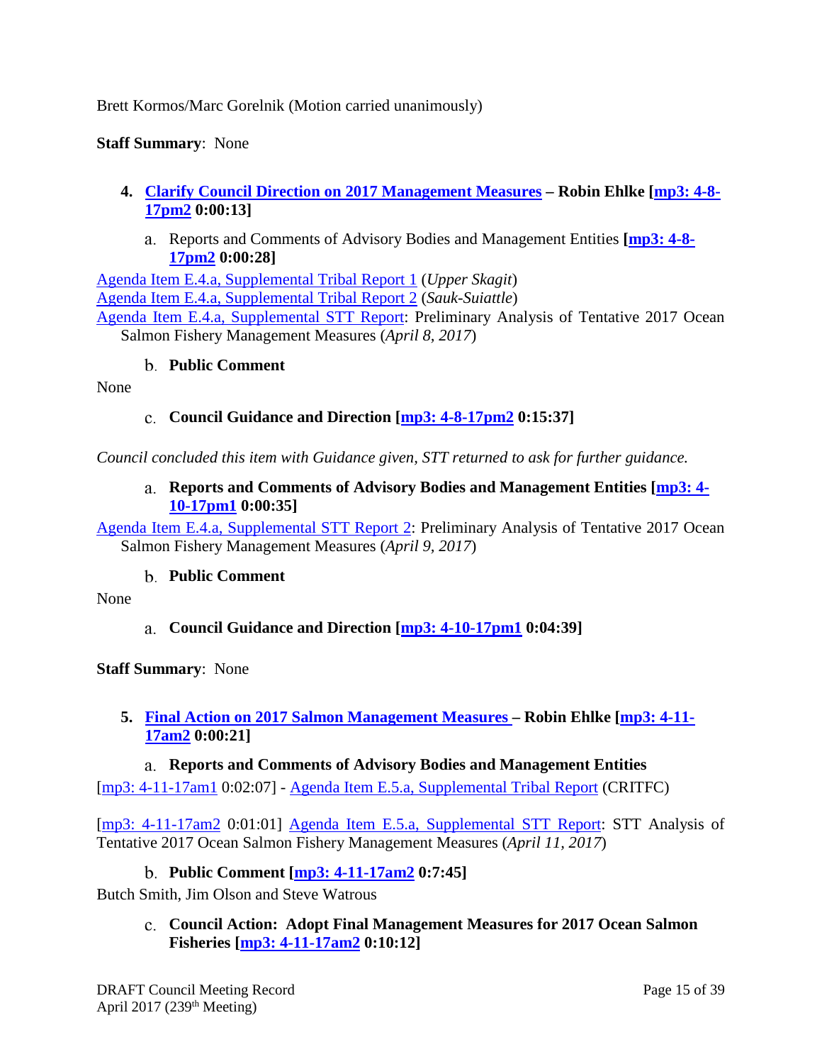Brett Kormos/Marc Gorelnik (Motion carried unanimously)

**Staff Summary**: None

4. **Clarify Council Direction on 2017 Management Measures – Robin Ehlke [mp3: 4-8-17pm2 0:00:13]**

   a. Reports and Comments of Advisory Bodies and Management Entities **[mp3: 4-8-17pm2 0:00:28]**

Agenda Item E.4.a, Supplemental Tribal Report 1 (*Upper Skagit*)
Agenda Item E.4.a, Supplemental Tribal Report 2 (*Sauk-Suiattle*)
Agenda Item E.4.a, Supplemental STT Report: Preliminary Analysis of Tentative 2017 Ocean Salmon Fishery Management Measures (*April 8, 2017*)

   b. **Public Comment**

None

   c. **Council Guidance and Direction [mp3: 4-8-17pm2 0:15:37]**

*Council concluded this item with Guidance given, STT returned to ask for further guidance.*

   a. **Reports and Comments of Advisory Bodies and Management Entities [mp3: 4-10-17pm1 0:00:35]**

Agenda Item E.4.a, Supplemental STT Report 2: Preliminary Analysis of Tentative 2017 Ocean Salmon Fishery Management Measures (*April 9, 2017*)

   b. **Public Comment**

None

   a. **Council Guidance and Direction [mp3: 4-10-17pm1 0:04:39]**

**Staff Summary**: None

5. **Final Action on 2017 Salmon Management Measures – Robin Ehlke [mp3: 4-11-17am2 0:00:21]**

   a. **Reports and Comments of Advisory Bodies and Management Entities**

[mp3: 4-11-17am1 0:02:07] - Agenda Item E.5.a, Supplemental Tribal Report (CRITFC)

[mp3: 4-11-17am2 0:01:01] Agenda Item E.5.a, Supplemental STT Report: STT Analysis of Tentative 2017 Ocean Salmon Fishery Management Measures (*April 11, 2017*)

   b. **Public Comment [mp3: 4-11-17am2 0:7:45]**

Butch Smith, Jim Olson and Steve Watrous

   c. **Council Action: Adopt Final Management Measures for 2017 Ocean Salmon Fisheries [mp3: 4-11-17am2 0:10:12]**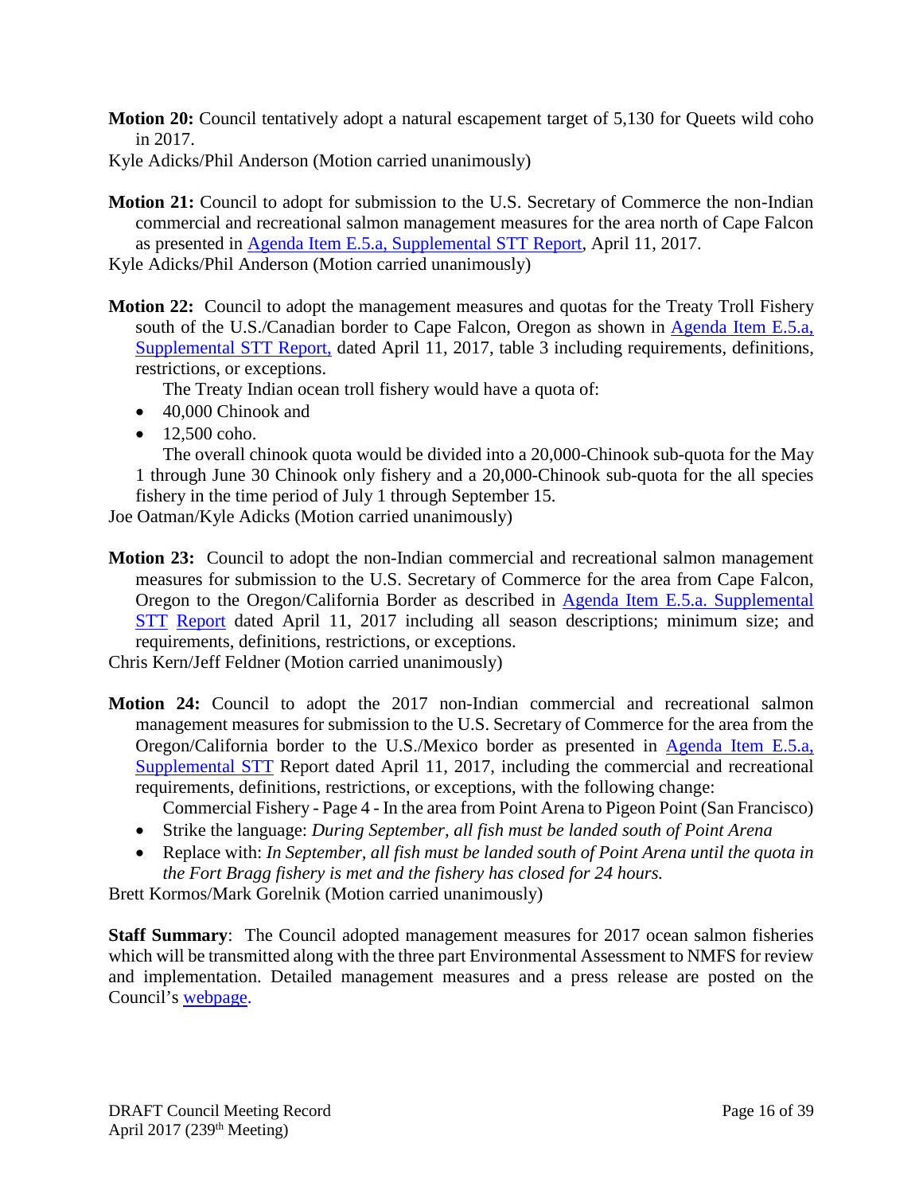**Motion 20:** Council tentatively adopt a natural escapement target of 5,130 for Queets wild coho in 2017.

Kyle Adicks/Phil Anderson (Motion carried unanimously)

**Motion 21:** Council to adopt for submission to the U.S. Secretary of Commerce the non-Indian commercial and recreational salmon management measures for the area north of Cape Falcon as presented in Agenda Item E.5.a, Supplemental STT Report, April 11, 2017.

Kyle Adicks/Phil Anderson (Motion carried unanimously)

**Motion 22:** Council to adopt the management measures and quotas for the Treaty Troll Fishery south of the U.S./Canadian border to Cape Falcon, Oregon as shown in Agenda Item E.5.a, Supplemental STT Report, dated April 11, 2017, table 3 including requirements, definitions, restrictions, or exceptions.

The Treaty Indian ocean troll fishery would have a quota of:

- 40,000 Chinook and
- 12,500 coho.

The overall chinook quota would be divided into a 20,000-Chinook sub-quota for the May 1 through June 30 Chinook only fishery and a 20,000-Chinook sub-quota for the all species fishery in the time period of July 1 through September 15.

Joe Oatman/Kyle Adicks (Motion carried unanimously)

**Motion 23:** Council to adopt the non-Indian commercial and recreational salmon management measures for submission to the U.S. Secretary of Commerce for the area from Cape Falcon, Oregon to the Oregon/California Border as described in Agenda Item E.5.a. Supplemental STT Report dated April 11, 2017 including all season descriptions; minimum size; and requirements, definitions, restrictions, or exceptions.

Chris Kern/Jeff Feldner (Motion carried unanimously)

**Motion 24:** Council to adopt the 2017 non-Indian commercial and recreational salmon management measures for submission to the U.S. Secretary of Commerce for the area from the Oregon/California border to the U.S./Mexico border as presented in Agenda Item E.5.a, Supplemental STT Report dated April 11, 2017, including the commercial and recreational requirements, definitions, restrictions, or exceptions, with the following change:

Commercial Fishery - Page 4 - In the area from Point Arena to Pigeon Point (San Francisco)

- Strike the language: *During September, all fish must be landed south of Point Arena*
- Replace with: *In September, all fish must be landed south of Point Arena until the quota in the Fort Bragg fishery is met and the fishery has closed for 24 hours.*

Brett Kormos/Mark Gorelnik (Motion carried unanimously)

**Staff Summary**: The Council adopted management measures for 2017 ocean salmon fisheries which will be transmitted along with the three part Environmental Assessment to NMFS for review and implementation. Detailed management measures and a press release are posted on the Council's webpage.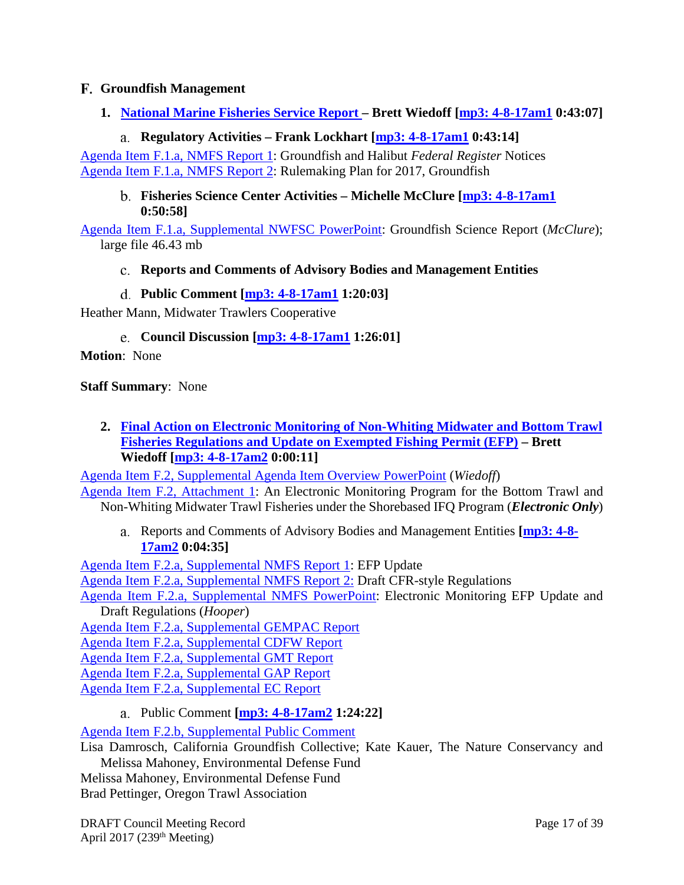## F. Groundfish Management

### 1. National Marine Fisheries Service Report – Brett Wiedoff [mp3: 4-8-17am1 0:43:07]

#### a. Regulatory Activities – Frank Lockhart [mp3: 4-8-17am1 0:43:14]

Agenda Item F.1.a, NMFS Report 1: Groundfish and Halibut *Federal Register* Notices
Agenda Item F.1.a, NMFS Report 2: Rulemaking Plan for 2017, Groundfish

#### b. Fisheries Science Center Activities – Michelle McClure [mp3: 4-8-17am1 0:50:58]

Agenda Item F.1.a, Supplemental NWFSC PowerPoint: Groundfish Science Report (*McClure*); large file 46.43 mb

#### c. Reports and Comments of Advisory Bodies and Management Entities

#### d. Public Comment [mp3: 4-8-17am1 1:20:03]

Heather Mann, Midwater Trawlers Cooperative

#### e. Council Discussion [mp3: 4-8-17am1 1:26:01]

**Motion**: None

**Staff Summary**: None

### 2. Final Action on Electronic Monitoring of Non-Whiting Midwater and Bottom Trawl Fisheries Regulations and Update on Exempted Fishing Permit (EFP) – Brett Wiedoff [mp3: 4-8-17am2 0:00:11]

Agenda Item F.2, Supplemental Agenda Item Overview PowerPoint (*Wiedoff*)
Agenda Item F.2, Attachment 1: An Electronic Monitoring Program for the Bottom Trawl and Non-Whiting Midwater Trawl Fisheries under the Shorebased IFQ Program (***Electronic Only***)

a. Reports and Comments of Advisory Bodies and Management Entities **[mp3: 4-8-17am2 0:04:35]**

Agenda Item F.2.a, Supplemental NMFS Report 1: EFP Update
Agenda Item F.2.a, Supplemental NMFS Report 2: Draft CFR-style Regulations
Agenda Item F.2.a, Supplemental NMFS PowerPoint: Electronic Monitoring EFP Update and Draft Regulations (*Hooper*)
Agenda Item F.2.a, Supplemental GEMPAC Report
Agenda Item F.2.a, Supplemental CDFW Report
Agenda Item F.2.a, Supplemental GMT Report
Agenda Item F.2.a, Supplemental GAP Report
Agenda Item F.2.a, Supplemental EC Report

a. Public Comment **[mp3: 4-8-17am2 1:24:22]**

Agenda Item F.2.b, Supplemental Public Comment
Lisa Damrosch, California Groundfish Collective; Kate Kauer, The Nature Conservancy and Melissa Mahoney, Environmental Defense Fund
Melissa Mahoney, Environmental Defense Fund
Brad Pettinger, Oregon Trawl Association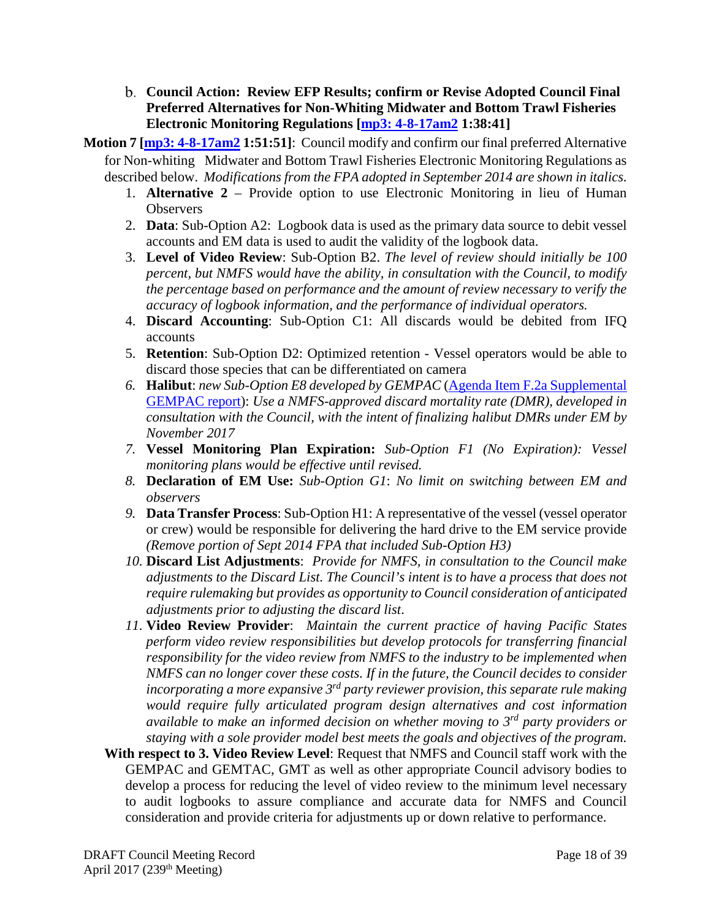b. **Council Action: Review EFP Results; confirm or Revise Adopted Council Final Preferred Alternatives for Non-Whiting Midwater and Bottom Trawl Fisheries Electronic Monitoring Regulations [mp3: 4-8-17am2 1:38:41]**

**Motion 7 [mp3: 4-8-17am2 1:51:51]**: Council modify and confirm our final preferred Alternative for Non-whiting Midwater and Bottom Trawl Fisheries Electronic Monitoring Regulations as described below. *Modifications from the FPA adopted in September 2014 are shown in italics.*

1. **Alternative 2** – Provide option to use Electronic Monitoring in lieu of Human Observers
2. **Data**: Sub-Option A2: Logbook data is used as the primary data source to debit vessel accounts and EM data is used to audit the validity of the logbook data.
3. **Level of Video Review**: Sub-Option B2. *The level of review should initially be 100 percent, but NMFS would have the ability, in consultation with the Council, to modify the percentage based on performance and the amount of review necessary to verify the accuracy of logbook information, and the performance of individual operators.*
4. **Discard Accounting**: Sub-Option C1: All discards would be debited from IFQ accounts
5. **Retention**: Sub-Option D2: Optimized retention - Vessel operators would be able to discard those species that can be differentiated on camera
6. **Halibut**: *new Sub-Option E8 developed by GEMPAC* (Agenda Item F.2a Supplemental GEMPAC report): *Use a NMFS-approved discard mortality rate (DMR), developed in consultation with the Council, with the intent of finalizing halibut DMRs under EM by November 2017*
7. **Vessel Monitoring Plan Expiration:** *Sub-Option F1 (No Expiration): Vessel monitoring plans would be effective until revised.*
8. **Declaration of EM Use:** *Sub-Option G1*: *No limit on switching between EM and observers*
9. **Data Transfer Process**: Sub-Option H1: A representative of the vessel (vessel operator or crew) would be responsible for delivering the hard drive to the EM service provide *(Remove portion of Sept 2014 FPA that included Sub-Option H3)*
10. **Discard List Adjustments**: *Provide for NMFS, in consultation to the Council make adjustments to the Discard List. The Council's intent is to have a process that does not require rulemaking but provides as opportunity to Council consideration of anticipated adjustments prior to adjusting the discard list*.
11. **Video Review Provider**: *Maintain the current practice of having Pacific States perform video review responsibilities but develop protocols for transferring financial responsibility for the video review from NMFS to the industry to be implemented when NMFS can no longer cover these costs. If in the future, the Council decides to consider incorporating a more expansive 3rd party reviewer provision, this separate rule making would require fully articulated program design alternatives and cost information available to make an informed decision on whether moving to 3rd party providers or staying with a sole provider model best meets the goals and objectives of the program.*

**With respect to 3. Video Review Level**: Request that NMFS and Council staff work with the GEMPAC and GEMTAC, GMT as well as other appropriate Council advisory bodies to develop a process for reducing the level of video review to the minimum level necessary to audit logbooks to assure compliance and accurate data for NMFS and Council consideration and provide criteria for adjustments up or down relative to performance.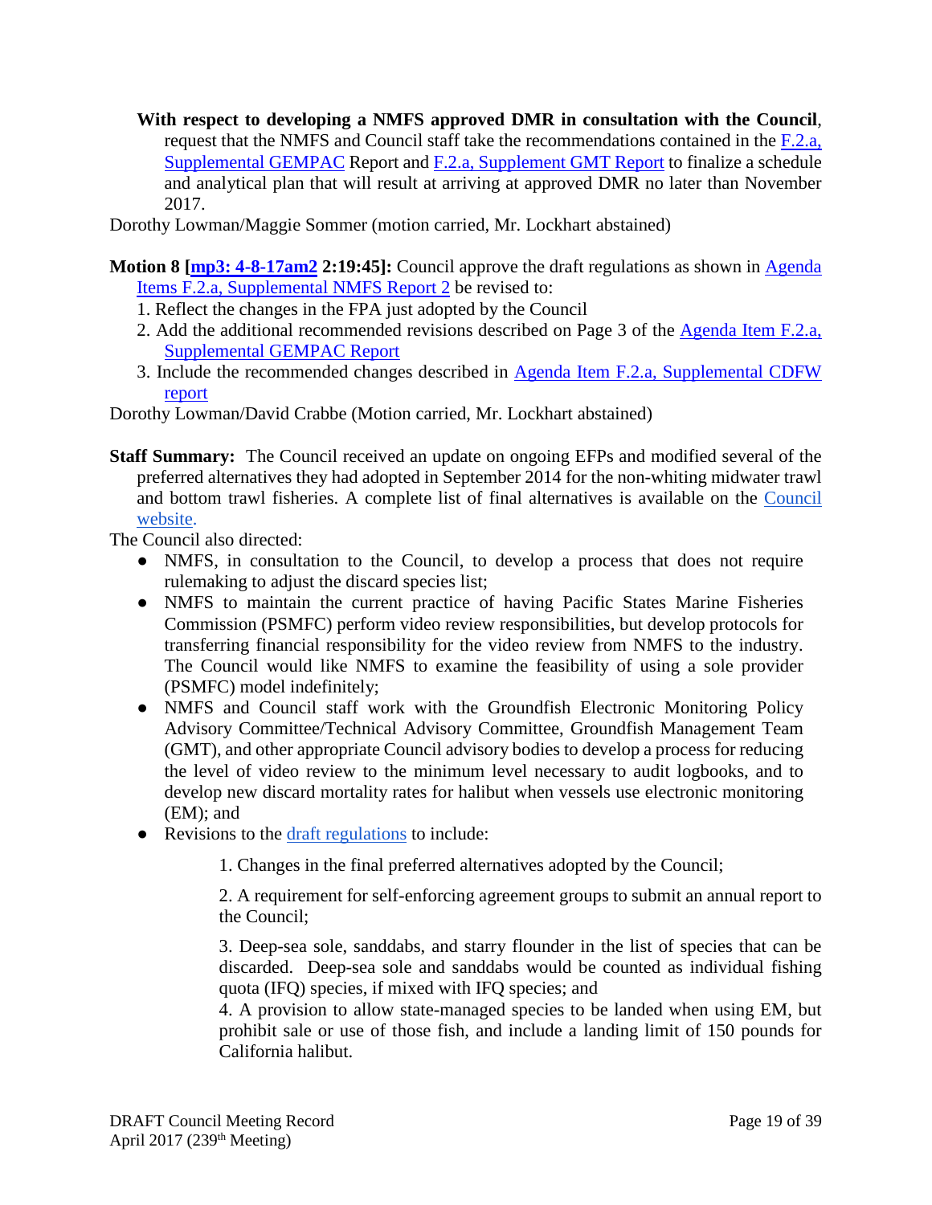**With respect to developing a NMFS approved DMR in consultation with the Council**, request that the NMFS and Council staff take the recommendations contained in the F.2.a, Supplemental GEMPAC Report and F.2.a, Supplement GMT Report to finalize a schedule and analytical plan that will result at arriving at approved DMR no later than November 2017.

Dorothy Lowman/Maggie Sommer (motion carried, Mr. Lockhart abstained)

**Motion 8 [mp3: 4-8-17am2 2:19:45]:** Council approve the draft regulations as shown in Agenda Items F.2.a, Supplemental NMFS Report 2 be revised to:

1. Reflect the changes in the FPA just adopted by the Council
2. Add the additional recommended revisions described on Page 3 of the Agenda Item F.2.a, Supplemental GEMPAC Report
3. Include the recommended changes described in Agenda Item F.2.a, Supplemental CDFW report

Dorothy Lowman/David Crabbe (Motion carried, Mr. Lockhart abstained)

**Staff Summary:** The Council received an update on ongoing EFPs and modified several of the preferred alternatives they had adopted in September 2014 for the non-whiting midwater trawl and bottom trawl fisheries. A complete list of final alternatives is available on the Council website.

The Council also directed:

- NMFS, in consultation to the Council, to develop a process that does not require rulemaking to adjust the discard species list;
- NMFS to maintain the current practice of having Pacific States Marine Fisheries Commission (PSMFC) perform video review responsibilities, but develop protocols for transferring financial responsibility for the video review from NMFS to the industry. The Council would like NMFS to examine the feasibility of using a sole provider (PSMFC) model indefinitely;
- NMFS and Council staff work with the Groundfish Electronic Monitoring Policy Advisory Committee/Technical Advisory Committee, Groundfish Management Team (GMT), and other appropriate Council advisory bodies to develop a process for reducing the level of video review to the minimum level necessary to audit logbooks, and to develop new discard mortality rates for halibut when vessels use electronic monitoring (EM); and
- Revisions to the draft regulations to include:

  1. Changes in the final preferred alternatives adopted by the Council;

  2. A requirement for self-enforcing agreement groups to submit an annual report to the Council;

  3. Deep-sea sole, sanddabs, and starry flounder in the list of species that can be discarded. Deep-sea sole and sanddabs would be counted as individual fishing quota (IFQ) species, if mixed with IFQ species; and

  4. A provision to allow state-managed species to be landed when using EM, but prohibit sale or use of those fish, and include a landing limit of 150 pounds for California halibut.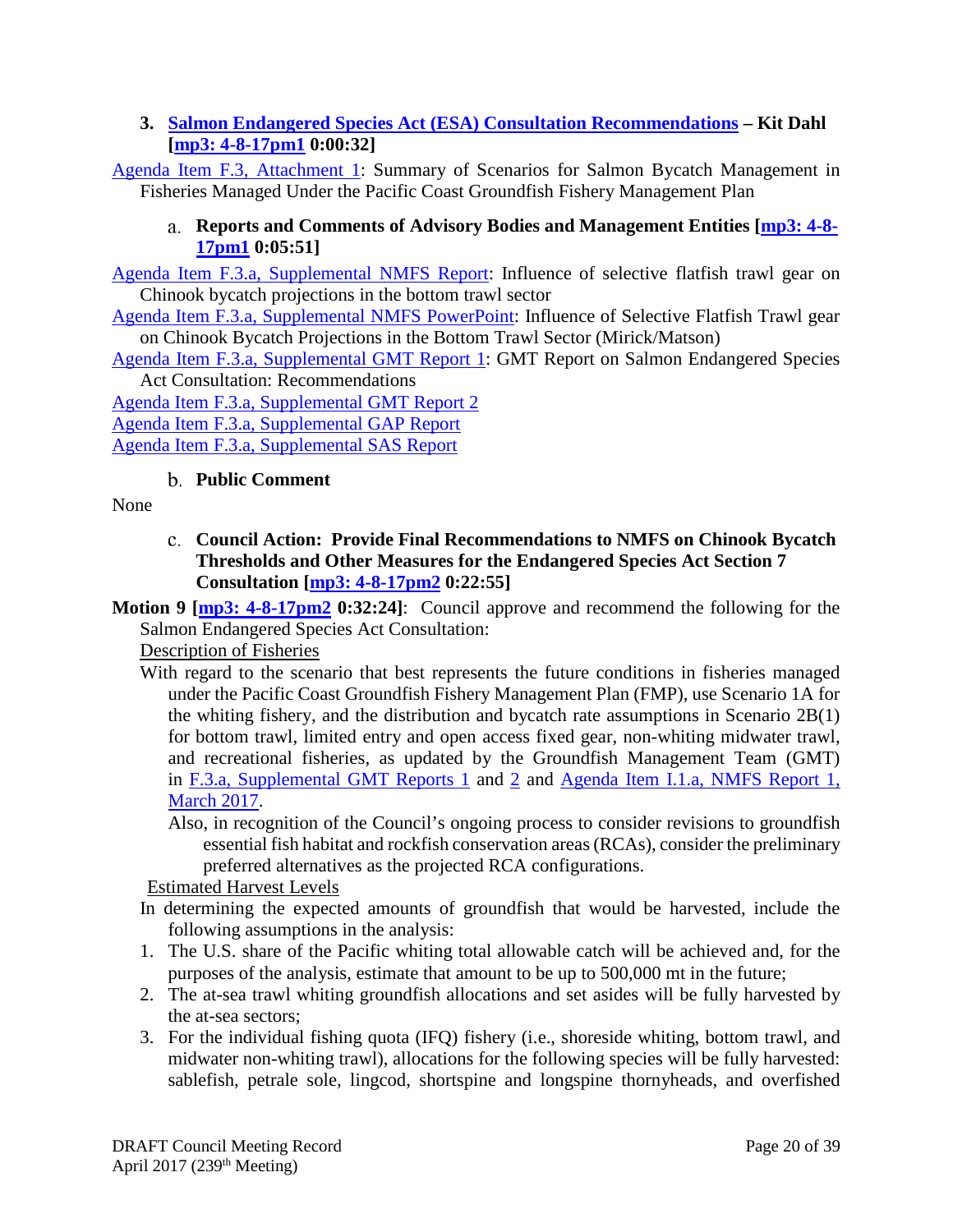### 3. Salmon Endangered Species Act (ESA) Consultation Recommendations – Kit Dahl [mp3: 4-8-17pm1 0:00:32]

Agenda Item F.3, Attachment 1: Summary of Scenarios for Salmon Bycatch Management in Fisheries Managed Under the Pacific Coast Groundfish Fishery Management Plan

#### a. Reports and Comments of Advisory Bodies and Management Entities [mp3: 4-8-17pm1 0:05:51]

Agenda Item F.3.a, Supplemental NMFS Report: Influence of selective flatfish trawl gear on Chinook bycatch projections in the bottom trawl sector

Agenda Item F.3.a, Supplemental NMFS PowerPoint: Influence of Selective Flatfish Trawl gear on Chinook Bycatch Projections in the Bottom Trawl Sector (Mirick/Matson)

Agenda Item F.3.a, Supplemental GMT Report 1: GMT Report on Salmon Endangered Species Act Consultation: Recommendations

Agenda Item F.3.a, Supplemental GMT Report 2

Agenda Item F.3.a, Supplemental GAP Report

Agenda Item F.3.a, Supplemental SAS Report

#### b. Public Comment

None

#### c. Council Action: Provide Final Recommendations to NMFS on Chinook Bycatch Thresholds and Other Measures for the Endangered Species Act Section 7 Consultation [mp3: 4-8-17pm2 0:22:55]

**Motion 9 [mp3: 4-8-17pm2 0:32:24]**: Council approve and recommend the following for the Salmon Endangered Species Act Consultation:

Description of Fisheries

With regard to the scenario that best represents the future conditions in fisheries managed under the Pacific Coast Groundfish Fishery Management Plan (FMP), use Scenario 1A for the whiting fishery, and the distribution and bycatch rate assumptions in Scenario 2B(1) for bottom trawl, limited entry and open access fixed gear, non-whiting midwater trawl, and recreational fisheries, as updated by the Groundfish Management Team (GMT) in F.3.a, Supplemental GMT Reports 1 and 2 and Agenda Item I.1.a, NMFS Report 1, March 2017.

Also, in recognition of the Council's ongoing process to consider revisions to groundfish essential fish habitat and rockfish conservation areas (RCAs), consider the preliminary preferred alternatives as the projected RCA configurations.

Estimated Harvest Levels

In determining the expected amounts of groundfish that would be harvested, include the following assumptions in the analysis:

1. The U.S. share of the Pacific whiting total allowable catch will be achieved and, for the purposes of the analysis, estimate that amount to be up to 500,000 mt in the future;
2. The at-sea trawl whiting groundfish allocations and set asides will be fully harvested by the at-sea sectors;
3. For the individual fishing quota (IFQ) fishery (i.e., shoreside whiting, bottom trawl, and midwater non-whiting trawl), allocations for the following species will be fully harvested: sablefish, petrale sole, lingcod, shortspine and longspine thornyheads, and overfished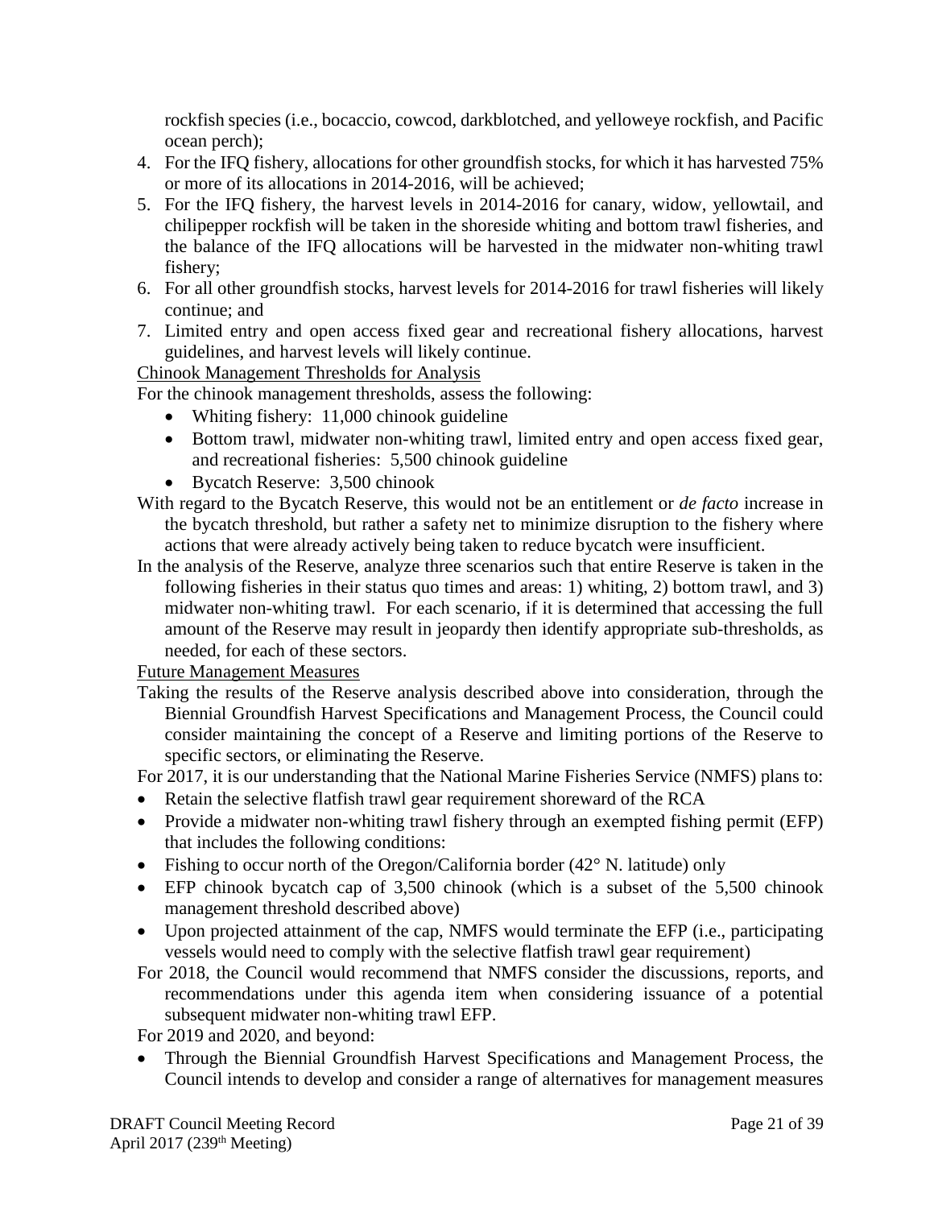rockfish species (i.e., bocaccio, cowcod, darkblotched, and yelloweye rockfish, and Pacific ocean perch);

4. For the IFQ fishery, allocations for other groundfish stocks, for which it has harvested 75% or more of its allocations in 2014-2016, will be achieved;
5. For the IFQ fishery, the harvest levels in 2014-2016 for canary, widow, yellowtail, and chilipepper rockfish will be taken in the shoreside whiting and bottom trawl fisheries, and the balance of the IFQ allocations will be harvested in the midwater non-whiting trawl fishery;
6. For all other groundfish stocks, harvest levels for 2014-2016 for trawl fisheries will likely continue; and
7. Limited entry and open access fixed gear and recreational fishery allocations, harvest guidelines, and harvest levels will likely continue.

Chinook Management Thresholds for Analysis

For the chinook management thresholds, assess the following:

- Whiting fishery: 11,000 chinook guideline
- Bottom trawl, midwater non-whiting trawl, limited entry and open access fixed gear, and recreational fisheries: 5,500 chinook guideline
- Bycatch Reserve: 3,500 chinook

With regard to the Bycatch Reserve, this would not be an entitlement or *de facto* increase in the bycatch threshold, but rather a safety net to minimize disruption to the fishery where actions that were already actively being taken to reduce bycatch were insufficient.

In the analysis of the Reserve, analyze three scenarios such that entire Reserve is taken in the following fisheries in their status quo times and areas: 1) whiting, 2) bottom trawl, and 3) midwater non-whiting trawl. For each scenario, if it is determined that accessing the full amount of the Reserve may result in jeopardy then identify appropriate sub-thresholds, as needed, for each of these sectors.

Future Management Measures

Taking the results of the Reserve analysis described above into consideration, through the Biennial Groundfish Harvest Specifications and Management Process, the Council could consider maintaining the concept of a Reserve and limiting portions of the Reserve to specific sectors, or eliminating the Reserve.

For 2017, it is our understanding that the National Marine Fisheries Service (NMFS) plans to:

- Retain the selective flatfish trawl gear requirement shoreward of the RCA
- Provide a midwater non-whiting trawl fishery through an exempted fishing permit (EFP) that includes the following conditions:
- Fishing to occur north of the Oregon/California border (42° N. latitude) only
- EFP chinook bycatch cap of 3,500 chinook (which is a subset of the 5,500 chinook management threshold described above)
- Upon projected attainment of the cap, NMFS would terminate the EFP (i.e., participating vessels would need to comply with the selective flatfish trawl gear requirement)

For 2018, the Council would recommend that NMFS consider the discussions, reports, and recommendations under this agenda item when considering issuance of a potential subsequent midwater non-whiting trawl EFP.

For 2019 and 2020, and beyond:

- Through the Biennial Groundfish Harvest Specifications and Management Process, the Council intends to develop and consider a range of alternatives for management measures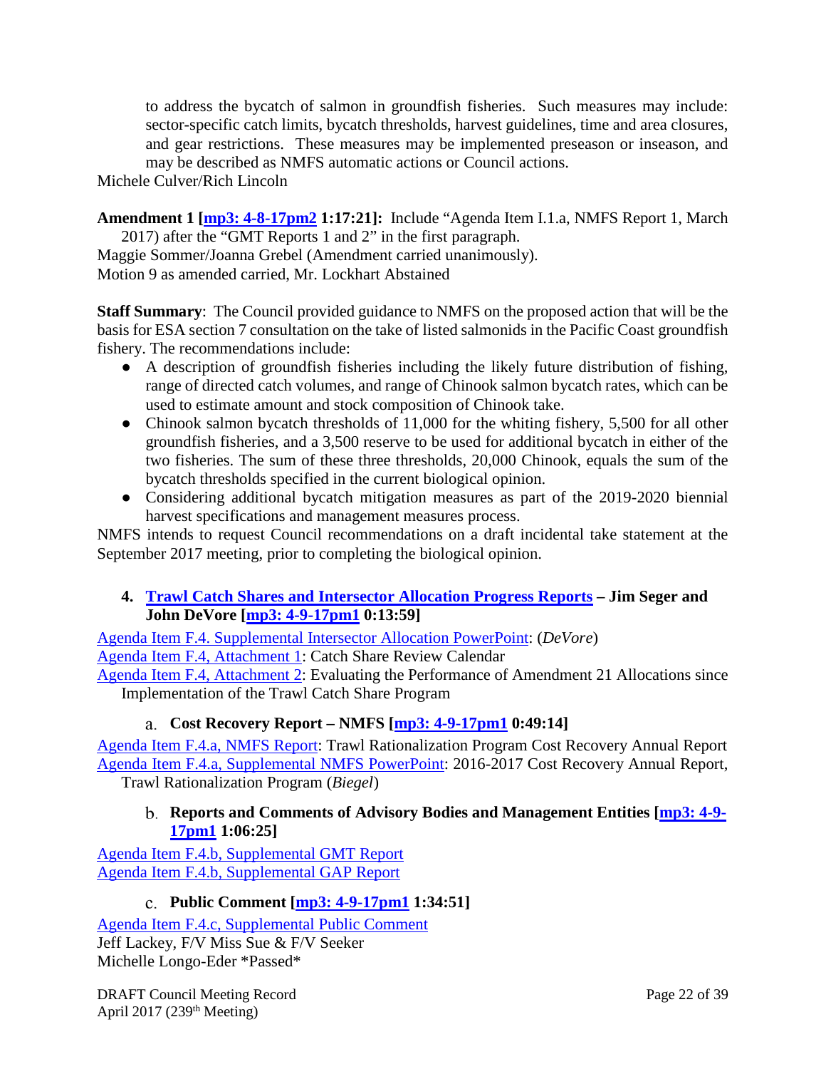to address the bycatch of salmon in groundfish fisheries. Such measures may include: sector-specific catch limits, bycatch thresholds, harvest guidelines, time and area closures, and gear restrictions. These measures may be implemented preseason or inseason, and may be described as NMFS automatic actions or Council actions.

Michele Culver/Rich Lincoln

**Amendment 1 [mp3: 4-8-17pm2 1:17:21]:** Include "Agenda Item I.1.a, NMFS Report 1, March 2017) after the "GMT Reports 1 and 2" in the first paragraph.

Maggie Sommer/Joanna Grebel (Amendment carried unanimously).

Motion 9 as amended carried, Mr. Lockhart Abstained

**Staff Summary**: The Council provided guidance to NMFS on the proposed action that will be the basis for ESA section 7 consultation on the take of listed salmonids in the Pacific Coast groundfish fishery. The recommendations include:

- A description of groundfish fisheries including the likely future distribution of fishing, range of directed catch volumes, and range of Chinook salmon bycatch rates, which can be used to estimate amount and stock composition of Chinook take.
- Chinook salmon bycatch thresholds of 11,000 for the whiting fishery, 5,500 for all other groundfish fisheries, and a 3,500 reserve to be used for additional bycatch in either of the two fisheries. The sum of these three thresholds, 20,000 Chinook, equals the sum of the bycatch thresholds specified in the current biological opinion.
- Considering additional bycatch mitigation measures as part of the 2019-2020 biennial harvest specifications and management measures process.

NMFS intends to request Council recommendations on a draft incidental take statement at the September 2017 meeting, prior to completing the biological opinion.

### 4. Trawl Catch Shares and Intersector Allocation Progress Reports – Jim Seger and John DeVore [mp3: 4-9-17pm1 0:13:59]

Agenda Item F.4. Supplemental Intersector Allocation PowerPoint: (*DeVore*)

Agenda Item F.4, Attachment 1: Catch Share Review Calendar

Agenda Item F.4, Attachment 2: Evaluating the Performance of Amendment 21 Allocations since Implementation of the Trawl Catch Share Program

#### a. Cost Recovery Report – NMFS [mp3: 4-9-17pm1 0:49:14]

Agenda Item F.4.a, NMFS Report: Trawl Rationalization Program Cost Recovery Annual Report

Agenda Item F.4.a, Supplemental NMFS PowerPoint: 2016-2017 Cost Recovery Annual Report, Trawl Rationalization Program (*Biegel*)

#### b. Reports and Comments of Advisory Bodies and Management Entities [mp3: 4-9-17pm1 1:06:25]

Agenda Item F.4.b, Supplemental GMT Report

Agenda Item F.4.b, Supplemental GAP Report

#### c. Public Comment [mp3: 4-9-17pm1 1:34:51]

Agenda Item F.4.c, Supplemental Public Comment

Jeff Lackey, F/V Miss Sue & F/V Seeker

Michelle Longo-Eder *Passed*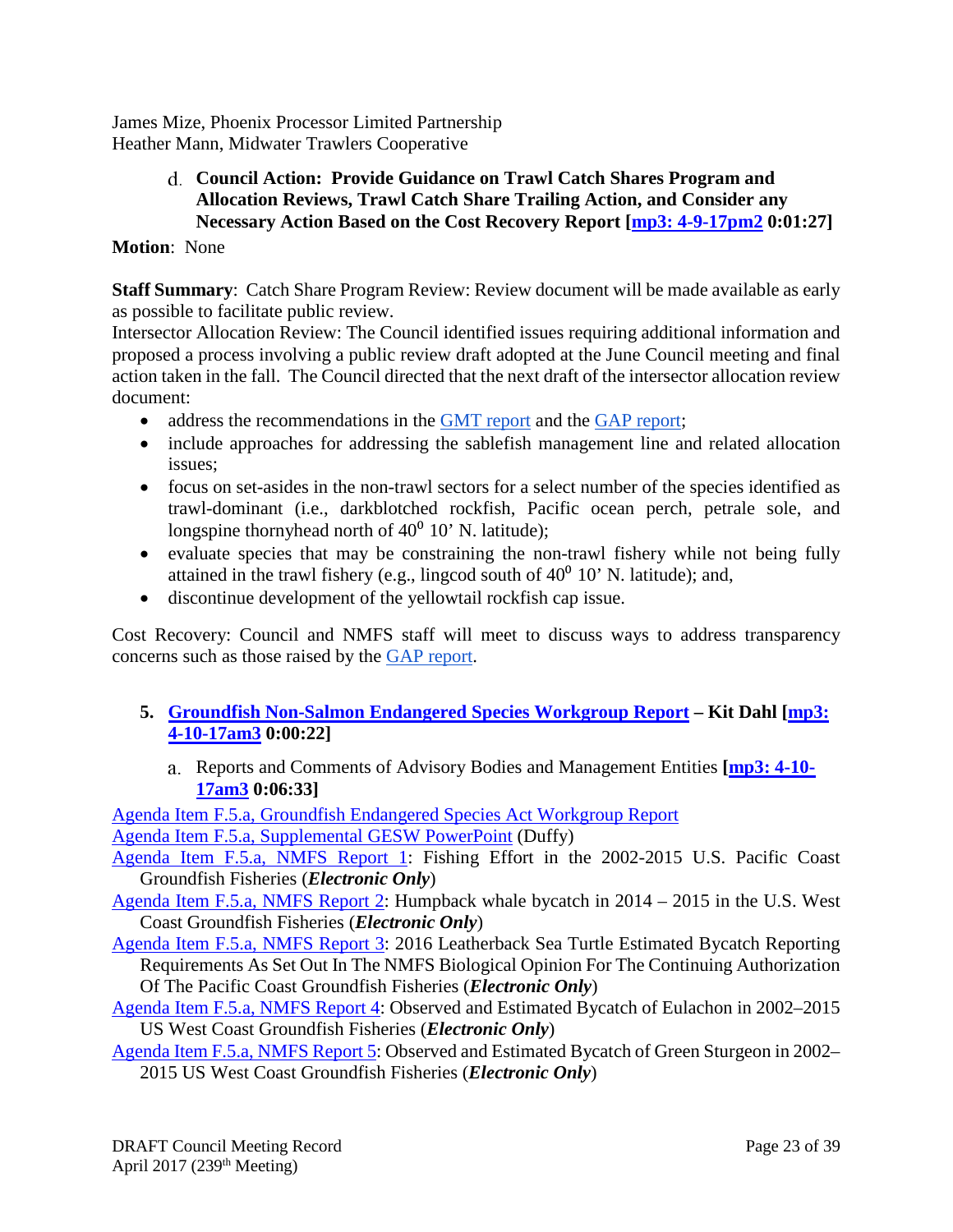James Mize, Phoenix Processor Limited Partnership
Heather Mann, Midwater Trawlers Cooperative

d. **Council Action: Provide Guidance on Trawl Catch Shares Program and Allocation Reviews, Trawl Catch Share Trailing Action, and Consider any Necessary Action Based on the Cost Recovery Report [mp3: 4-9-17pm2 0:01:27]**

**Motion**: None

**Staff Summary**: Catch Share Program Review: Review document will be made available as early as possible to facilitate public review.
Intersector Allocation Review: The Council identified issues requiring additional information and proposed a process involving a public review draft adopted at the June Council meeting and final action taken in the fall. The Council directed that the next draft of the intersector allocation review document:

- address the recommendations in the GMT report and the GAP report;
- include approaches for addressing the sablefish management line and related allocation issues;
- focus on set-asides in the non-trawl sectors for a select number of the species identified as trawl-dominant (i.e., darkblotched rockfish, Pacific ocean perch, petrale sole, and longspine thornyhead north of $40^0$ 10' N. latitude);
- evaluate species that may be constraining the non-trawl fishery while not being fully attained in the trawl fishery (e.g., lingcod south of $40^0$ 10' N. latitude); and,
- discontinue development of the yellowtail rockfish cap issue.

Cost Recovery: Council and NMFS staff will meet to discuss ways to address transparency concerns such as those raised by the GAP report.

5. **Groundfish Non-Salmon Endangered Species Workgroup Report – Kit Dahl [mp3: 4-10-17am3 0:00:22]**

a. Reports and Comments of Advisory Bodies and Management Entities **[mp3: 4-10-17am3 0:06:33]**

Agenda Item F.5.a, Groundfish Endangered Species Act Workgroup Report
Agenda Item F.5.a, Supplemental GESW PowerPoint (Duffy)
Agenda Item F.5.a, NMFS Report 1: Fishing Effort in the 2002-2015 U.S. Pacific Coast Groundfish Fisheries (***Electronic Only***)
Agenda Item F.5.a, NMFS Report 2: Humpback whale bycatch in 2014 – 2015 in the U.S. West Coast Groundfish Fisheries (***Electronic Only***)
Agenda Item F.5.a, NMFS Report 3: 2016 Leatherback Sea Turtle Estimated Bycatch Reporting Requirements As Set Out In The NMFS Biological Opinion For The Continuing Authorization Of The Pacific Coast Groundfish Fisheries (***Electronic Only***)
Agenda Item F.5.a, NMFS Report 4: Observed and Estimated Bycatch of Eulachon in 2002–2015 US West Coast Groundfish Fisheries (***Electronic Only***)
Agenda Item F.5.a, NMFS Report 5: Observed and Estimated Bycatch of Green Sturgeon in 2002–2015 US West Coast Groundfish Fisheries (***Electronic Only***)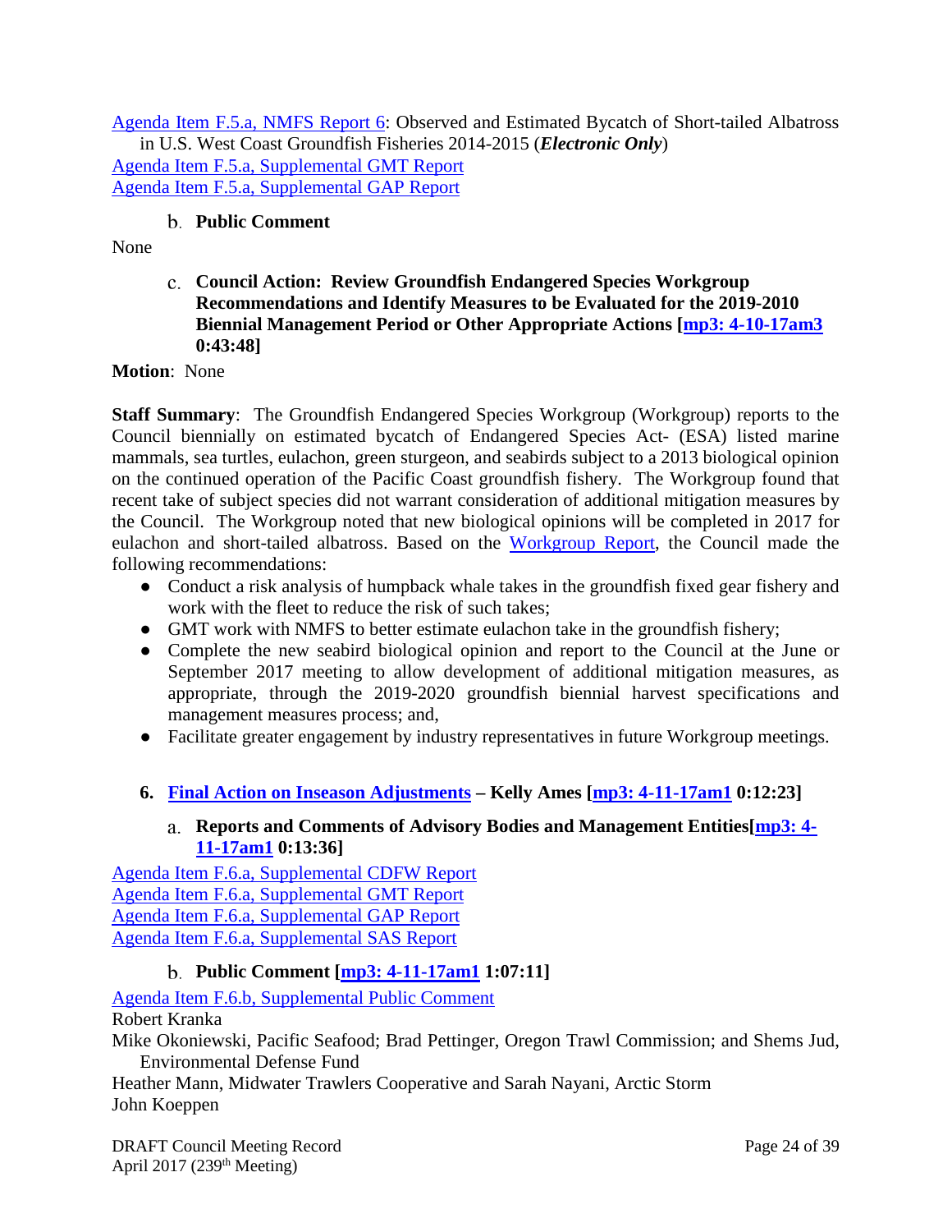[Agenda Item F.5.a, NMFS Report 6](): Observed and Estimated Bycatch of Short-tailed Albatross in U.S. West Coast Groundfish Fisheries 2014-2015 (***Electronic Only***)
[Agenda Item F.5.a, Supplemental GMT Report]()
[Agenda Item F.5.a, Supplemental GAP Report]()

b. **Public Comment**

None

c. **Council Action: Review Groundfish Endangered Species Workgroup Recommendations and Identify Measures to be Evaluated for the 2019-2010 Biennial Management Period or Other Appropriate Actions [[mp3: 4-10-17am3]() 0:43:48]**

**Motion**: None

**Staff Summary**: The Groundfish Endangered Species Workgroup (Workgroup) reports to the Council biennially on estimated bycatch of Endangered Species Act- (ESA) listed marine mammals, sea turtles, eulachon, green sturgeon, and seabirds subject to a 2013 biological opinion on the continued operation of the Pacific Coast groundfish fishery. The Workgroup found that recent take of subject species did not warrant consideration of additional mitigation measures by the Council. The Workgroup noted that new biological opinions will be completed in 2017 for eulachon and short-tailed albatross. Based on the [Workgroup Report](), the Council made the following recommendations:

- Conduct a risk analysis of humpback whale takes in the groundfish fixed gear fishery and work with the fleet to reduce the risk of such takes;
- GMT work with NMFS to better estimate eulachon take in the groundfish fishery;
- Complete the new seabird biological opinion and report to the Council at the June or September 2017 meeting to allow development of additional mitigation measures, as appropriate, through the 2019-2020 groundfish biennial harvest specifications and management measures process; and,
- Facilitate greater engagement by industry representatives in future Workgroup meetings.

6. **[Final Action on Inseason Adjustments]() – Kelly Ames [[mp3: 4-11-17am1]() 0:12:23]**

a. **Reports and Comments of Advisory Bodies and Management Entities[[mp3: 4-11-17am1]() 0:13:36]**

[Agenda Item F.6.a, Supplemental CDFW Report]()
[Agenda Item F.6.a, Supplemental GMT Report]()
[Agenda Item F.6.a, Supplemental GAP Report]()
[Agenda Item F.6.a, Supplemental SAS Report]()

b. **Public Comment [[mp3: 4-11-17am1]() 1:07:11]**

[Agenda Item F.6.b, Supplemental Public Comment]()
Robert Kranka
Mike Okoniewski, Pacific Seafood; Brad Pettinger, Oregon Trawl Commission; and Shems Jud, Environmental Defense Fund
Heather Mann, Midwater Trawlers Cooperative and Sarah Nayani, Arctic Storm
John Koeppen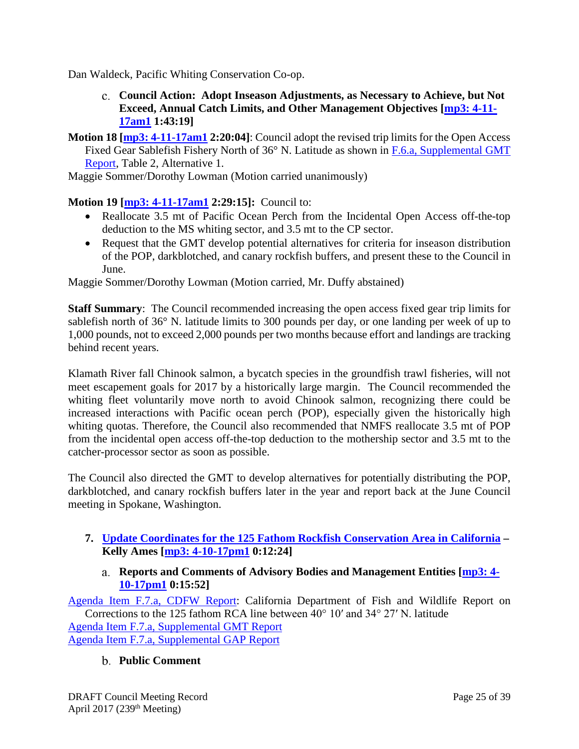Dan Waldeck, Pacific Whiting Conservation Co-op.

c. **Council Action: Adopt Inseason Adjustments, as Necessary to Achieve, but Not Exceed, Annual Catch Limits, and Other Management Objectives [mp3: 4-11-17am1 1:43:19]**

**Motion 18 [mp3: 4-11-17am1 2:20:04]**: Council adopt the revised trip limits for the Open Access Fixed Gear Sablefish Fishery North of 36° N. Latitude as shown in F.6.a, Supplemental GMT Report, Table 2, Alternative 1.

Maggie Sommer/Dorothy Lowman (Motion carried unanimously)

**Motion 19 [mp3: 4-11-17am1 2:29:15]:** Council to:

- Reallocate 3.5 mt of Pacific Ocean Perch from the Incidental Open Access off-the-top deduction to the MS whiting sector, and 3.5 mt to the CP sector.
- Request that the GMT develop potential alternatives for criteria for inseason distribution of the POP, darkblotched, and canary rockfish buffers, and present these to the Council in June.

Maggie Sommer/Dorothy Lowman (Motion carried, Mr. Duffy abstained)

**Staff Summary**: The Council recommended increasing the open access fixed gear trip limits for sablefish north of 36° N. latitude limits to 300 pounds per day, or one landing per week of up to 1,000 pounds, not to exceed 2,000 pounds per two months because effort and landings are tracking behind recent years.

Klamath River fall Chinook salmon, a bycatch species in the groundfish trawl fisheries, will not meet escapement goals for 2017 by a historically large margin. The Council recommended the whiting fleet voluntarily move north to avoid Chinook salmon, recognizing there could be increased interactions with Pacific ocean perch (POP), especially given the historically high whiting quotas. Therefore, the Council also recommended that NMFS reallocate 3.5 mt of POP from the incidental open access off-the-top deduction to the mothership sector and 3.5 mt to the catcher-processor sector as soon as possible.

The Council also directed the GMT to develop alternatives for potentially distributing the POP, darkblotched, and canary rockfish buffers later in the year and report back at the June Council meeting in Spokane, Washington.

## 7. Update Coordinates for the 125 Fathom Rockfish Conservation Area in California – Kelly Ames [mp3: 4-10-17pm1 0:12:24]

a. **Reports and Comments of Advisory Bodies and Management Entities [mp3: 4-10-17pm1 0:15:52]**

Agenda Item F.7.a, CDFW Report: California Department of Fish and Wildlife Report on Corrections to the 125 fathom RCA line between 40° 10′ and 34° 27′ N. latitude

Agenda Item F.7.a, Supplemental GMT Report

Agenda Item F.7.a, Supplemental GAP Report

b. **Public Comment**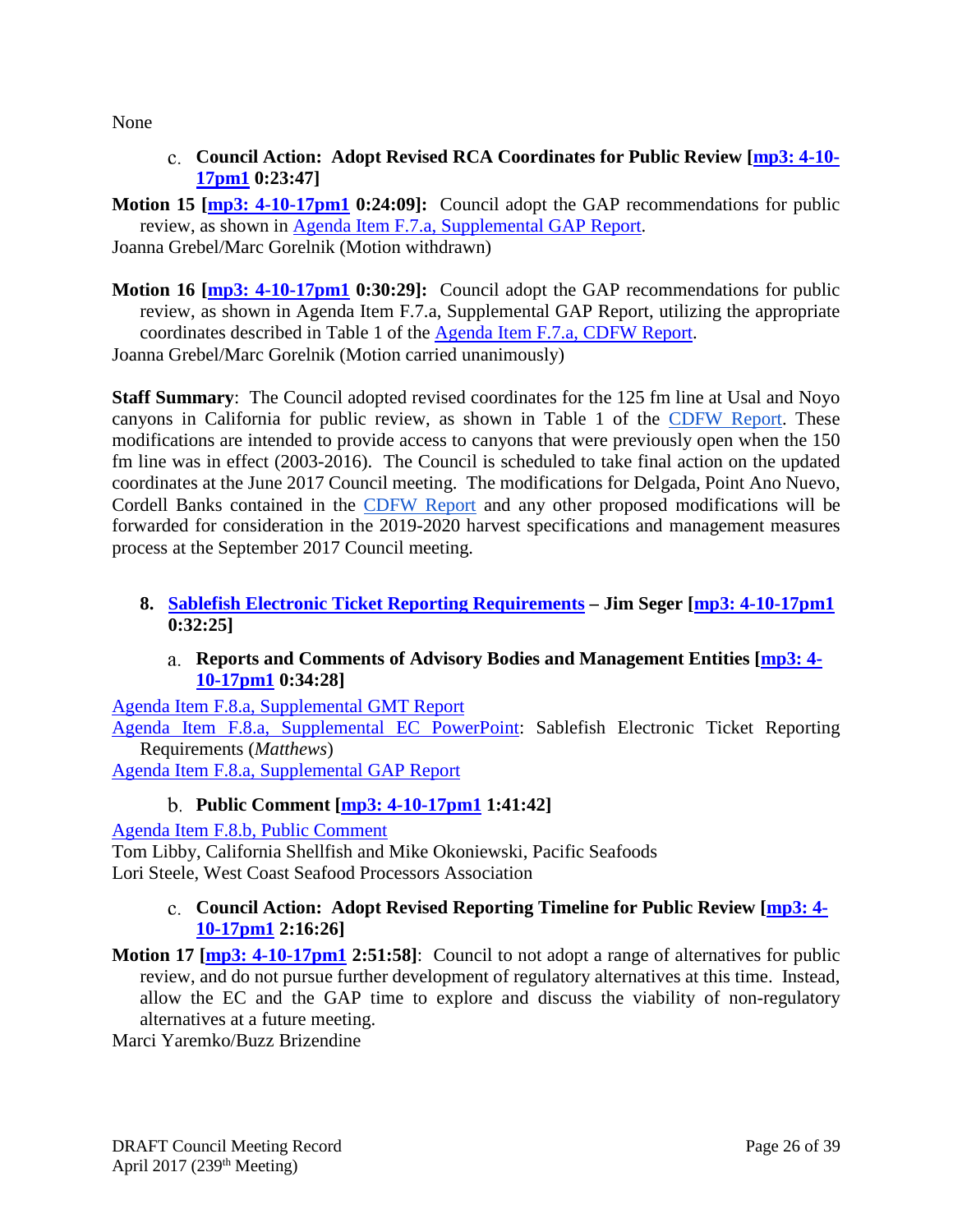None

### c. Council Action: Adopt Revised RCA Coordinates for Public Review [mp3: 4-10-17pm1 0:23:47]

**Motion 15 [mp3: 4-10-17pm1 0:24:09]:** Council adopt the GAP recommendations for public review, as shown in Agenda Item F.7.a, Supplemental GAP Report.

Joanna Grebel/Marc Gorelnik (Motion withdrawn)

**Motion 16 [mp3: 4-10-17pm1 0:30:29]:** Council adopt the GAP recommendations for public review, as shown in Agenda Item F.7.a, Supplemental GAP Report, utilizing the appropriate coordinates described in Table 1 of the Agenda Item F.7.a, CDFW Report.

Joanna Grebel/Marc Gorelnik (Motion carried unanimously)

**Staff Summary**: The Council adopted revised coordinates for the 125 fm line at Usal and Noyo canyons in California for public review, as shown in Table 1 of the CDFW Report. These modifications are intended to provide access to canyons that were previously open when the 150 fm line was in effect (2003-2016). The Council is scheduled to take final action on the updated coordinates at the June 2017 Council meeting. The modifications for Delgada, Point Ano Nuevo, Cordell Banks contained in the CDFW Report and any other proposed modifications will be forwarded for consideration in the 2019-2020 harvest specifications and management measures process at the September 2017 Council meeting.

## 8. Sablefish Electronic Ticket Reporting Requirements – Jim Seger [mp3: 4-10-17pm1 0:32:25]

### a. Reports and Comments of Advisory Bodies and Management Entities [mp3: 4-10-17pm1 0:34:28]

Agenda Item F.8.a, Supplemental GMT Report

Agenda Item F.8.a, Supplemental EC PowerPoint: Sablefish Electronic Ticket Reporting Requirements (*Matthews*)

Agenda Item F.8.a, Supplemental GAP Report

### b. Public Comment [mp3: 4-10-17pm1 1:41:42]

Agenda Item F.8.b, Public Comment

Tom Libby, California Shellfish and Mike Okoniewski, Pacific Seafoods

Lori Steele, West Coast Seafood Processors Association

### c. Council Action: Adopt Revised Reporting Timeline for Public Review [mp3: 4-10-17pm1 2:16:26]

**Motion 17 [mp3: 4-10-17pm1 2:51:58]**: Council to not adopt a range of alternatives for public review, and do not pursue further development of regulatory alternatives at this time. Instead, allow the EC and the GAP time to explore and discuss the viability of non-regulatory alternatives at a future meeting.

Marci Yaremko/Buzz Brizendine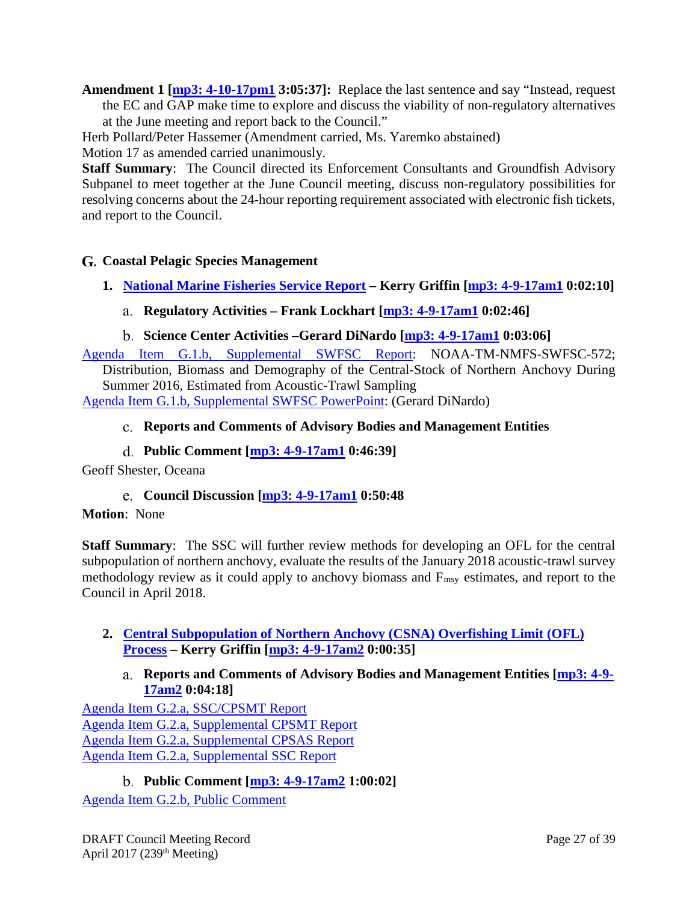**Amendment 1 [mp3: 4-10-17pm1 3:05:37]:** Replace the last sentence and say "Instead, request the EC and GAP make time to explore and discuss the viability of non-regulatory alternatives at the June meeting and report back to the Council."

Herb Pollard/Peter Hassemer (Amendment carried, Ms. Yaremko abstained)

Motion 17 as amended carried unanimously.

**Staff Summary**: The Council directed its Enforcement Consultants and Groundfish Advisory Subpanel to meet together at the June Council meeting, discuss non-regulatory possibilities for resolving concerns about the 24-hour reporting requirement associated with electronic fish tickets, and report to the Council.

## G. Coastal Pelagic Species Management

### 1. National Marine Fisheries Service Report – Kerry Griffin [mp3: 4-9-17am1 0:02:10]

#### a. Regulatory Activities – Frank Lockhart [mp3: 4-9-17am1 0:02:46]

#### b. Science Center Activities –Gerard DiNardo [mp3: 4-9-17am1 0:03:06]

Agenda Item G.1.b, Supplemental SWFSC Report: NOAA-TM-NMFS-SWFSC-572; Distribution, Biomass and Demography of the Central-Stock of Northern Anchovy During Summer 2016, Estimated from Acoustic-Trawl Sampling

Agenda Item G.1.b, Supplemental SWFSC PowerPoint: (Gerard DiNardo)

#### c. Reports and Comments of Advisory Bodies and Management Entities

#### d. Public Comment [mp3: 4-9-17am1 0:46:39]

Geoff Shester, Oceana

#### e. Council Discussion [mp3: 4-9-17am1 0:50:48

**Motion**: None

**Staff Summary**: The SSC will further review methods for developing an OFL for the central subpopulation of northern anchovy, evaluate the results of the January 2018 acoustic-trawl survey methodology review as it could apply to anchovy biomass and $F_{msy}$ estimates, and report to the Council in April 2018.

### 2. Central Subpopulation of Northern Anchovy (CSNA) Overfishing Limit (OFL) Process – Kerry Griffin [mp3: 4-9-17am2 0:00:35]

#### a. Reports and Comments of Advisory Bodies and Management Entities [mp3: 4-9-17am2 0:04:18]

Agenda Item G.2.a, SSC/CPSMT Report
Agenda Item G.2.a, Supplemental CPSMT Report
Agenda Item G.2.a, Supplemental CPSAS Report
Agenda Item G.2.a, Supplemental SSC Report

#### b. Public Comment [mp3: 4-9-17am2 1:00:02]

Agenda Item G.2.b, Public Comment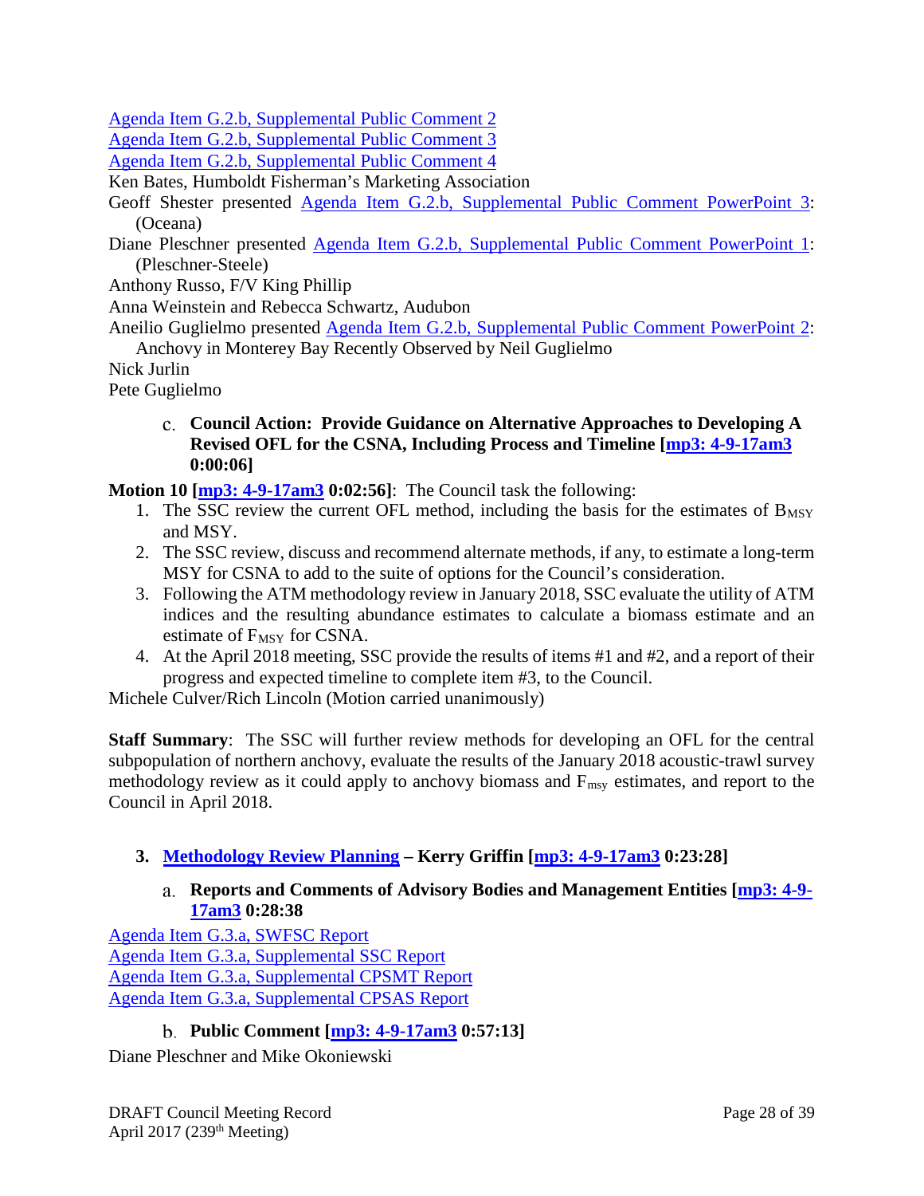Agenda Item G.2.b, Supplemental Public Comment 2
Agenda Item G.2.b, Supplemental Public Comment 3
Agenda Item G.2.b, Supplemental Public Comment 4
Ken Bates, Humboldt Fisherman's Marketing Association
Geoff Shester presented Agenda Item G.2.b, Supplemental Public Comment PowerPoint 3: (Oceana)
Diane Pleschner presented Agenda Item G.2.b, Supplemental Public Comment PowerPoint 1: (Pleschner-Steele)
Anthony Russo, F/V King Phillip
Anna Weinstein and Rebecca Schwartz, Audubon
Aneilio Guglielmo presented Agenda Item G.2.b, Supplemental Public Comment PowerPoint 2: Anchovy in Monterey Bay Recently Observed by Neil Guglielmo
Nick Jurlin
Pete Guglielmo

#### c. Council Action: Provide Guidance on Alternative Approaches to Developing A Revised OFL for the CSNA, Including Process and Timeline [mp3: 4-9-17am3 0:00:06]

**Motion 10 [mp3: 4-9-17am3 0:02:56]**: The Council task the following:

1. The SSC review the current OFL method, including the basis for the estimates of $B_{MSY}$ and MSY.
2. The SSC review, discuss and recommend alternate methods, if any, to estimate a long-term MSY for CSNA to add to the suite of options for the Council's consideration.
3. Following the ATM methodology review in January 2018, SSC evaluate the utility of ATM indices and the resulting abundance estimates to calculate a biomass estimate and an estimate of $F_{MSY}$ for CSNA.
4. At the April 2018 meeting, SSC provide the results of items #1 and #2, and a report of their progress and expected timeline to complete item #3, to the Council.

Michele Culver/Rich Lincoln (Motion carried unanimously)

**Staff Summary**: The SSC will further review methods for developing an OFL for the central subpopulation of northern anchovy, evaluate the results of the January 2018 acoustic-trawl survey methodology review as it could apply to anchovy biomass and $F_{msy}$ estimates, and report to the Council in April 2018.

### 3. Methodology Review Planning – Kerry Griffin [mp3: 4-9-17am3 0:23:28]

#### a. Reports and Comments of Advisory Bodies and Management Entities [mp3: 4-9-17am3 0:28:38]

Agenda Item G.3.a, SWFSC Report
Agenda Item G.3.a, Supplemental SSC Report
Agenda Item G.3.a, Supplemental CPSMT Report
Agenda Item G.3.a, Supplemental CPSAS Report

#### b. Public Comment [mp3: 4-9-17am3 0:57:13]

Diane Pleschner and Mike Okoniewski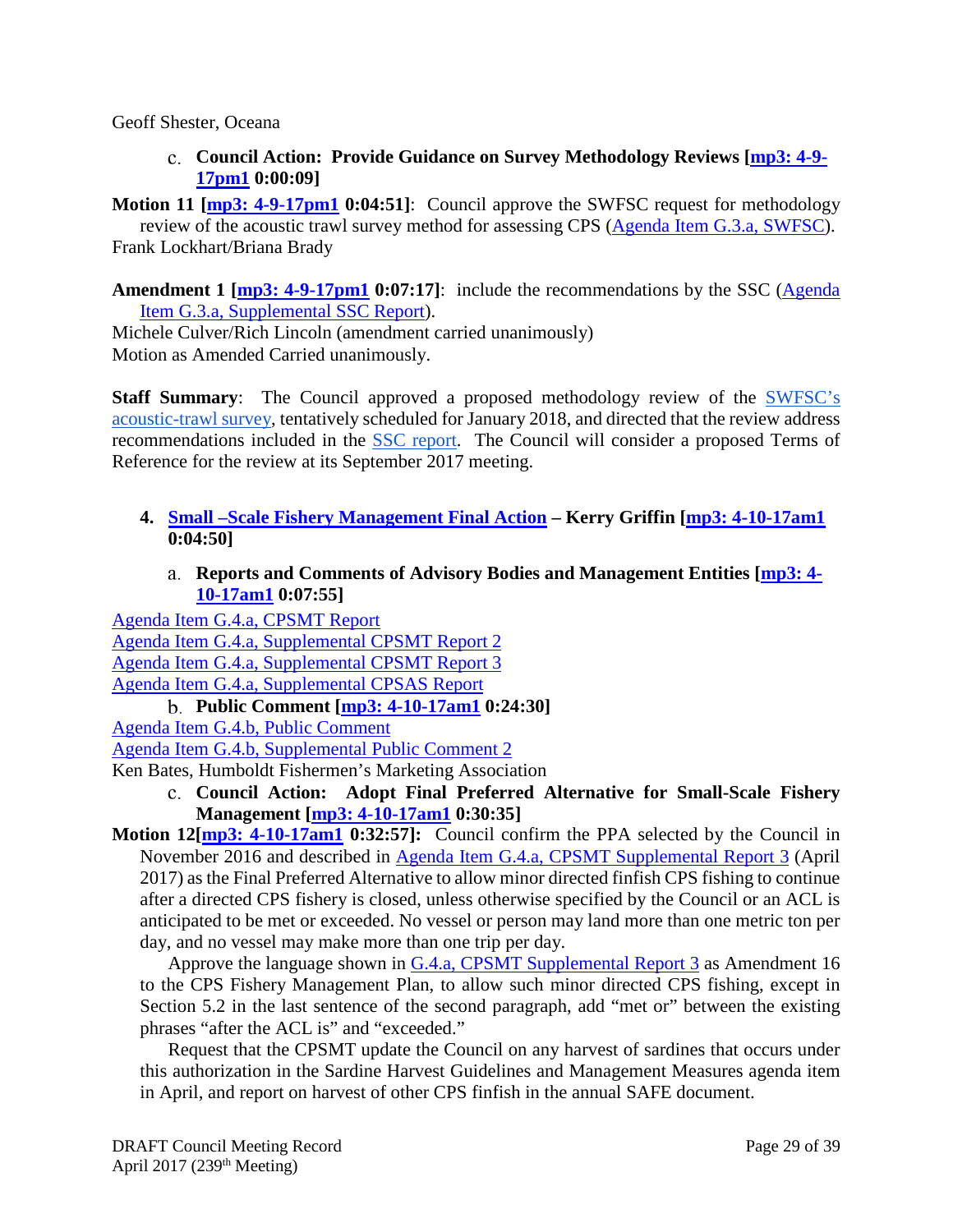Geoff Shester, Oceana

c. **Council Action: Provide Guidance on Survey Methodology Reviews [mp3: 4-9-17pm1 0:00:09]**

**Motion 11 [mp3: 4-9-17pm1 0:04:51]**: Council approve the SWFSC request for methodology review of the acoustic trawl survey method for assessing CPS (Agenda Item G.3.a, SWFSC).
Frank Lockhart/Briana Brady

**Amendment 1 [mp3: 4-9-17pm1 0:07:17]**: include the recommendations by the SSC (Agenda Item G.3.a, Supplemental SSC Report).
Michele Culver/Rich Lincoln (amendment carried unanimously)
Motion as Amended Carried unanimously.

**Staff Summary**: The Council approved a proposed methodology review of the SWFSC's acoustic-trawl survey, tentatively scheduled for January 2018, and directed that the review address recommendations included in the SSC report. The Council will consider a proposed Terms of Reference for the review at its September 2017 meeting.

4. **Small –Scale Fishery Management Final Action – Kerry Griffin [mp3: 4-10-17am1 0:04:50]**

a. **Reports and Comments of Advisory Bodies and Management Entities [mp3: 4-10-17am1 0:07:55]**

Agenda Item G.4.a, CPSMT Report
Agenda Item G.4.a, Supplemental CPSMT Report 2
Agenda Item G.4.a, Supplemental CPSMT Report 3
Agenda Item G.4.a, Supplemental CPSAS Report

b. **Public Comment [mp3: 4-10-17am1 0:24:30]**

Agenda Item G.4.b, Public Comment
Agenda Item G.4.b, Supplemental Public Comment 2
Ken Bates, Humboldt Fishermen's Marketing Association

c. **Council Action: Adopt Final Preferred Alternative for Small-Scale Fishery Management [mp3: 4-10-17am1 0:30:35]**

**Motion 12[mp3: 4-10-17am1 0:32:57]:** Council confirm the PPA selected by the Council in November 2016 and described in Agenda Item G.4.a, CPSMT Supplemental Report 3 (April 2017) as the Final Preferred Alternative to allow minor directed finfish CPS fishing to continue after a directed CPS fishery is closed, unless otherwise specified by the Council or an ACL is anticipated to be met or exceeded. No vessel or person may land more than one metric ton per day, and no vessel may make more than one trip per day.

Approve the language shown in G.4.a, CPSMT Supplemental Report 3 as Amendment 16 to the CPS Fishery Management Plan, to allow such minor directed CPS fishing, except in Section 5.2 in the last sentence of the second paragraph, add "met or" between the existing phrases "after the ACL is" and "exceeded."

Request that the CPSMT update the Council on any harvest of sardines that occurs under this authorization in the Sardine Harvest Guidelines and Management Measures agenda item in April, and report on harvest of other CPS finfish in the annual SAFE document.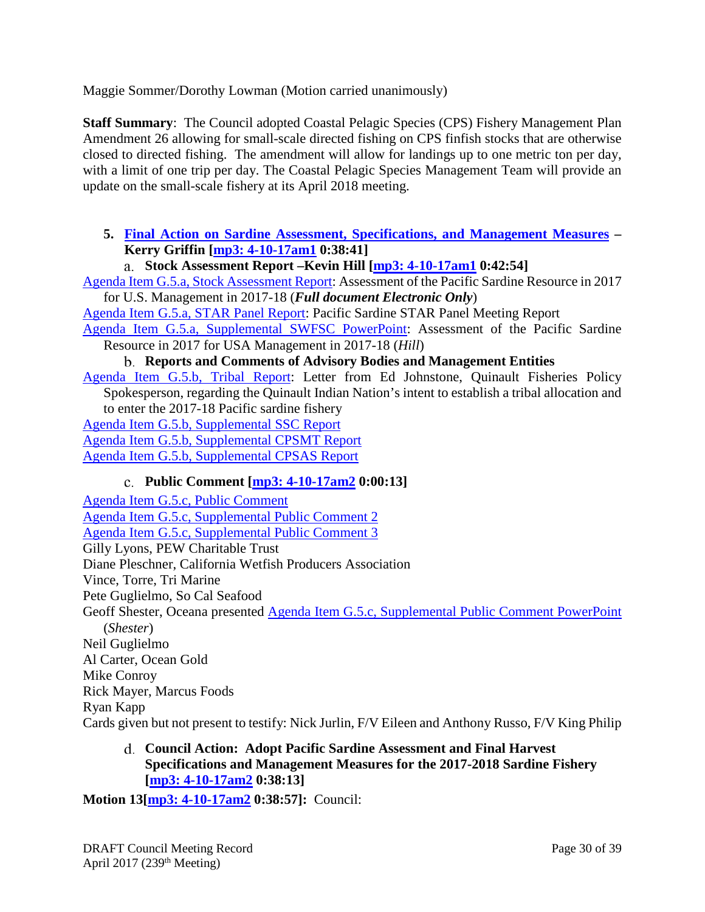Maggie Sommer/Dorothy Lowman (Motion carried unanimously)

**Staff Summary**: The Council adopted Coastal Pelagic Species (CPS) Fishery Management Plan Amendment 26 allowing for small-scale directed fishing on CPS finfish stocks that are otherwise closed to directed fishing. The amendment will allow for landings up to one metric ton per day, with a limit of one trip per day. The Coastal Pelagic Species Management Team will provide an update on the small-scale fishery at its April 2018 meeting.

5. **Final Action on Sardine Assessment, Specifications, and Management Measures – Kerry Griffin [mp3: 4-10-17am1 0:38:41]**

   a. **Stock Assessment Report –Kevin Hill [mp3: 4-10-17am1 0:42:54]**

Agenda Item G.5.a, Stock Assessment Report: Assessment of the Pacific Sardine Resource in 2017 for U.S. Management in 2017-18 (***Full document Electronic Only***)

Agenda Item G.5.a, STAR Panel Report: Pacific Sardine STAR Panel Meeting Report

Agenda Item G.5.a, Supplemental SWFSC PowerPoint: Assessment of the Pacific Sardine Resource in 2017 for USA Management in 2017-18 (*Hill*)

   b. **Reports and Comments of Advisory Bodies and Management Entities**

Agenda Item G.5.b, Tribal Report: Letter from Ed Johnstone, Quinault Fisheries Policy Spokesperson, regarding the Quinault Indian Nation's intent to establish a tribal allocation and to enter the 2017-18 Pacific sardine fishery

Agenda Item G.5.b, Supplemental SSC Report

Agenda Item G.5.b, Supplemental CPSMT Report

Agenda Item G.5.b, Supplemental CPSAS Report

   c. **Public Comment [mp3: 4-10-17am2 0:00:13]**

Agenda Item G.5.c, Public Comment

Agenda Item G.5.c, Supplemental Public Comment 2

Agenda Item G.5.c, Supplemental Public Comment 3

Gilly Lyons, PEW Charitable Trust

Diane Pleschner, California Wetfish Producers Association

Vince, Torre, Tri Marine

Pete Guglielmo, So Cal Seafood

Geoff Shester, Oceana presented Agenda Item G.5.c, Supplemental Public Comment PowerPoint (*Shester*)

Neil Guglielmo

Al Carter, Ocean Gold

Mike Conroy

Rick Mayer, Marcus Foods

Ryan Kapp

Cards given but not present to testify: Nick Jurlin, F/V Eileen and Anthony Russo, F/V King Philip

   d. **Council Action: Adopt Pacific Sardine Assessment and Final Harvest Specifications and Management Measures for the 2017-2018 Sardine Fishery [mp3: 4-10-17am2 0:38:13]**

**Motion 13[mp3: 4-10-17am2 0:38:57]:** Council: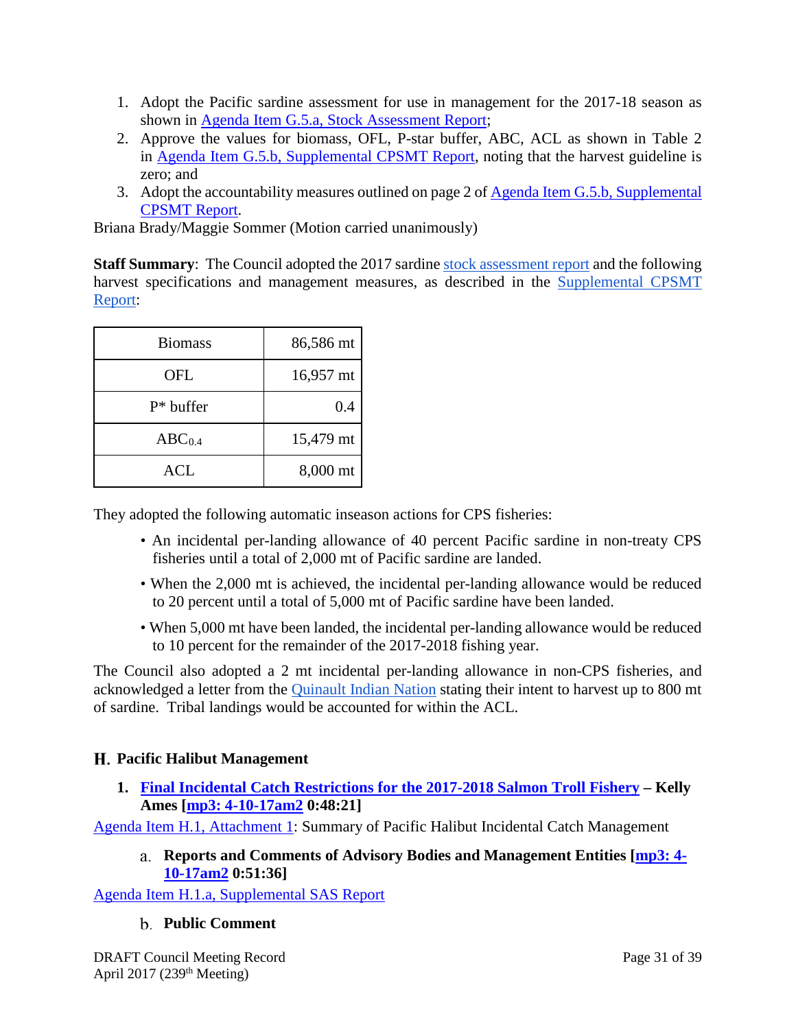1. Adopt the Pacific sardine assessment for use in management for the 2017-18 season as shown in Agenda Item G.5.a, Stock Assessment Report;
2. Approve the values for biomass, OFL, P-star buffer, ABC, ACL as shown in Table 2 in Agenda Item G.5.b, Supplemental CPSMT Report, noting that the harvest guideline is zero; and
3. Adopt the accountability measures outlined on page 2 of Agenda Item G.5.b, Supplemental CPSMT Report.

Briana Brady/Maggie Sommer (Motion carried unanimously)

**Staff Summary**: The Council adopted the 2017 sardine stock assessment report and the following harvest specifications and management measures, as described in the Supplemental CPSMT Report:

| | |
|---|---|
| Biomass | 86,586 mt |
| OFL | 16,957 mt |
| P* buffer | 0.4 |
| $ABC_{0.4}$ | 15,479 mt |
| ACL | 8,000 mt |

They adopted the following automatic inseason actions for CPS fisheries:

- An incidental per-landing allowance of 40 percent Pacific sardine in non-treaty CPS fisheries until a total of 2,000 mt of Pacific sardine are landed.
- When the 2,000 mt is achieved, the incidental per-landing allowance would be reduced to 20 percent until a total of 5,000 mt of Pacific sardine have been landed.
- When 5,000 mt have been landed, the incidental per-landing allowance would be reduced to 10 percent for the remainder of the 2017-2018 fishing year.

The Council also adopted a 2 mt incidental per-landing allowance in non-CPS fisheries, and acknowledged a letter from the Quinault Indian Nation stating their intent to harvest up to 800 mt of sardine. Tribal landings would be accounted for within the ACL.

## H. Pacific Halibut Management

### 1. Final Incidental Catch Restrictions for the 2017-2018 Salmon Troll Fishery – Kelly Ames [mp3: 4-10-17am2 0:48:21]

Agenda Item H.1, Attachment 1: Summary of Pacific Halibut Incidental Catch Management

#### a. Reports and Comments of Advisory Bodies and Management Entities [mp3: 4-10-17am2 0:51:36]

Agenda Item H.1.a, Supplemental SAS Report

#### b. Public Comment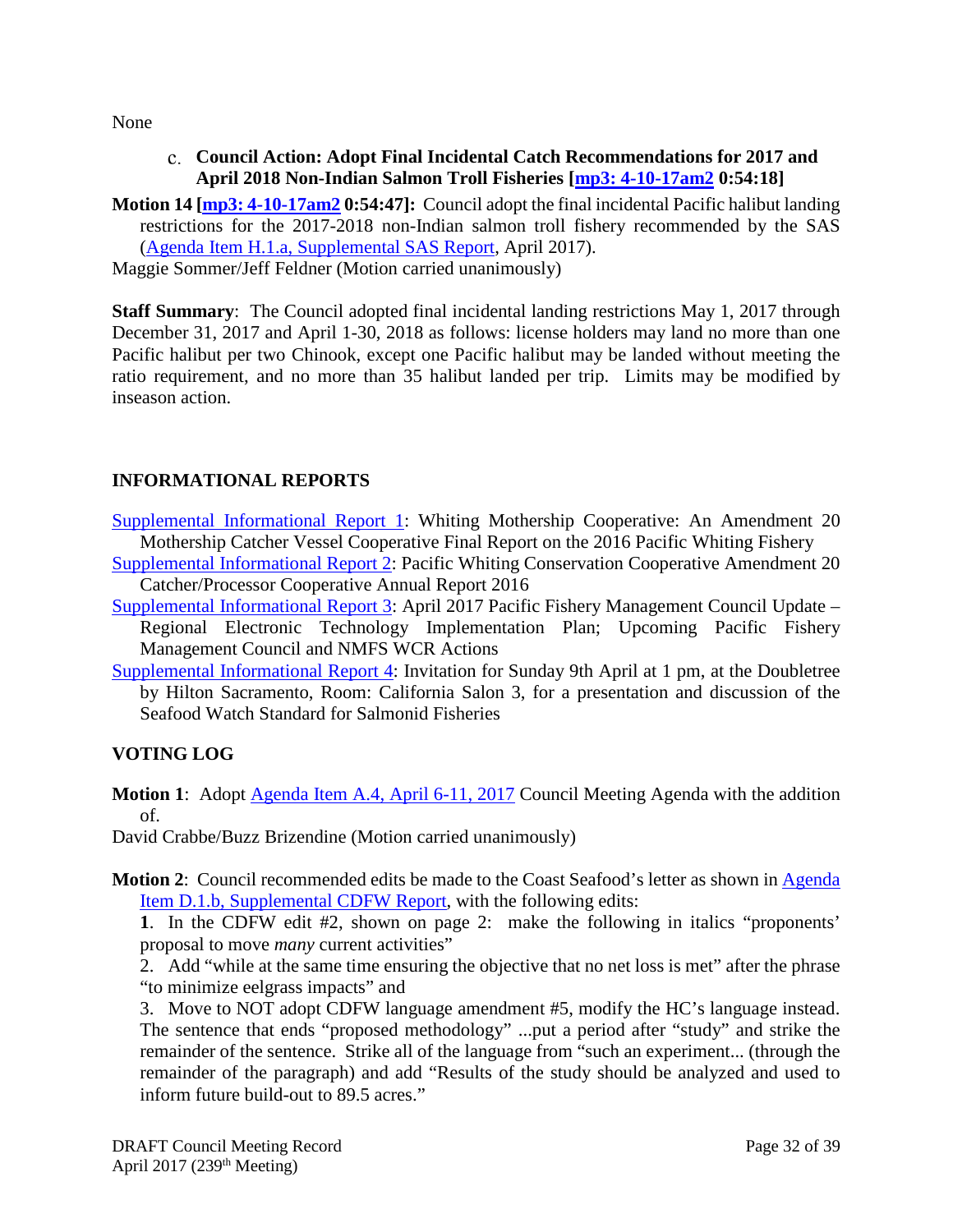None

### c. Council Action: Adopt Final Incidental Catch Recommendations for 2017 and April 2018 Non-Indian Salmon Troll Fisheries [mp3: 4-10-17am2 0:54:18]

**Motion 14 [mp3: 4-10-17am2 0:54:47]:** Council adopt the final incidental Pacific halibut landing restrictions for the 2017-2018 non-Indian salmon troll fishery recommended by the SAS (Agenda Item H.1.a, Supplemental SAS Report, April 2017).

Maggie Sommer/Jeff Feldner (Motion carried unanimously)

**Staff Summary**: The Council adopted final incidental landing restrictions May 1, 2017 through December 31, 2017 and April 1-30, 2018 as follows: license holders may land no more than one Pacific halibut per two Chinook, except one Pacific halibut may be landed without meeting the ratio requirement, and no more than 35 halibut landed per trip. Limits may be modified by inseason action.

## INFORMATIONAL REPORTS

Supplemental Informational Report 1: Whiting Mothership Cooperative: An Amendment 20 Mothership Catcher Vessel Cooperative Final Report on the 2016 Pacific Whiting Fishery

Supplemental Informational Report 2: Pacific Whiting Conservation Cooperative Amendment 20 Catcher/Processor Cooperative Annual Report 2016

Supplemental Informational Report 3: April 2017 Pacific Fishery Management Council Update – Regional Electronic Technology Implementation Plan; Upcoming Pacific Fishery Management Council and NMFS WCR Actions

Supplemental Informational Report 4: Invitation for Sunday 9th April at 1 pm, at the Doubletree by Hilton Sacramento, Room: California Salon 3, for a presentation and discussion of the Seafood Watch Standard for Salmonid Fisheries

## VOTING LOG

**Motion 1**: Adopt Agenda Item A.4, April 6-11, 2017 Council Meeting Agenda with the addition of.

David Crabbe/Buzz Brizendine (Motion carried unanimously)

**Motion 2**: Council recommended edits be made to the Coast Seafood's letter as shown in Agenda Item D.1.b, Supplemental CDFW Report, with the following edits:

**1**. In the CDFW edit #2, shown on page 2: make the following in italics "proponents' proposal to move *many* current activities"

2. Add "while at the same time ensuring the objective that no net loss is met" after the phrase "to minimize eelgrass impacts" and

3. Move to NOT adopt CDFW language amendment #5, modify the HC's language instead. The sentence that ends "proposed methodology" ...put a period after "study" and strike the remainder of the sentence. Strike all of the language from "such an experiment... (through the remainder of the paragraph) and add "Results of the study should be analyzed and used to inform future build-out to 89.5 acres."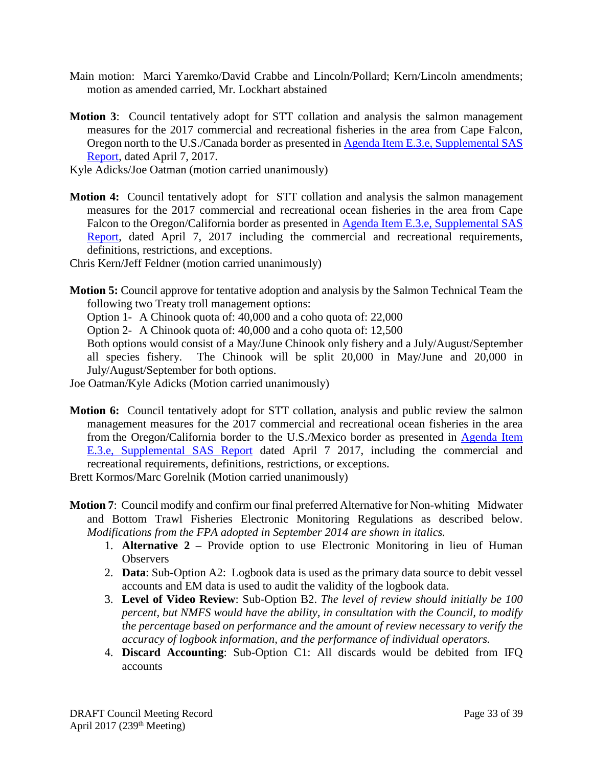Main motion: Marci Yaremko/David Crabbe and Lincoln/Pollard; Kern/Lincoln amendments; motion as amended carried, Mr. Lockhart abstained

**Motion 3**: Council tentatively adopt for STT collation and analysis the salmon management measures for the 2017 commercial and recreational fisheries in the area from Cape Falcon, Oregon north to the U.S./Canada border as presented in Agenda Item E.3.e, Supplemental SAS Report, dated April 7, 2017.

Kyle Adicks/Joe Oatman (motion carried unanimously)

**Motion 4:** Council tentatively adopt for STT collation and analysis the salmon management measures for the 2017 commercial and recreational ocean fisheries in the area from Cape Falcon to the Oregon/California border as presented in Agenda Item E.3.e, Supplemental SAS Report, dated April 7, 2017 including the commercial and recreational requirements, definitions, restrictions, and exceptions.

Chris Kern/Jeff Feldner (motion carried unanimously)

**Motion 5:** Council approve for tentative adoption and analysis by the Salmon Technical Team the following two Treaty troll management options:

Option 1- A Chinook quota of: 40,000 and a coho quota of: 22,000

Option 2- A Chinook quota of: 40,000 and a coho quota of: 12,500

Both options would consist of a May/June Chinook only fishery and a July/August/September all species fishery. The Chinook will be split 20,000 in May/June and 20,000 in July/August/September for both options.

Joe Oatman/Kyle Adicks (Motion carried unanimously)

**Motion 6:** Council tentatively adopt for STT collation, analysis and public review the salmon management measures for the 2017 commercial and recreational ocean fisheries in the area from the Oregon/California border to the U.S./Mexico border as presented in Agenda Item E.3.e, Supplemental SAS Report dated April 7 2017, including the commercial and recreational requirements, definitions, restrictions, or exceptions.

Brett Kormos/Marc Gorelnik (Motion carried unanimously)

**Motion 7**: Council modify and confirm our final preferred Alternative for Non-whiting Midwater and Bottom Trawl Fisheries Electronic Monitoring Regulations as described below. *Modifications from the FPA adopted in September 2014 are shown in italics.*

1. **Alternative 2** – Provide option to use Electronic Monitoring in lieu of Human Observers
2. **Data**: Sub-Option A2: Logbook data is used as the primary data source to debit vessel accounts and EM data is used to audit the validity of the logbook data.
3. **Level of Video Review**: Sub-Option B2. *The level of review should initially be 100 percent, but NMFS would have the ability, in consultation with the Council, to modify the percentage based on performance and the amount of review necessary to verify the accuracy of logbook information, and the performance of individual operators.*
4. **Discard Accounting**: Sub-Option C1: All discards would be debited from IFQ accounts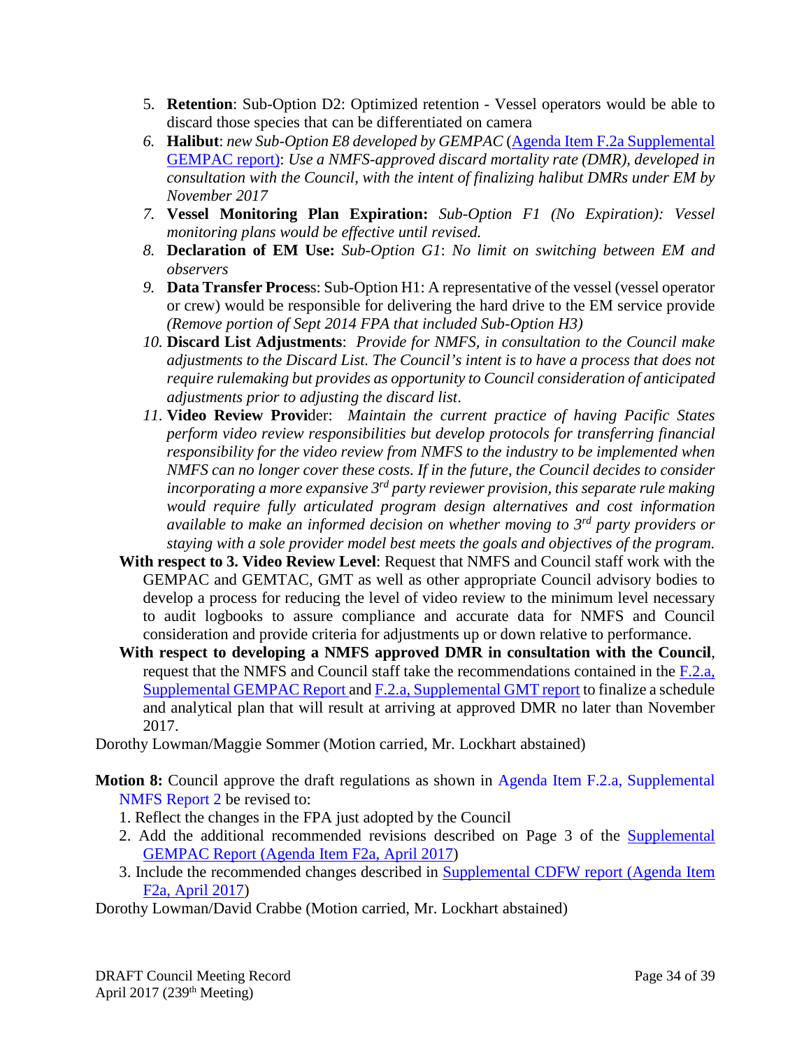5. **Retention**: Sub-Option D2: Optimized retention - Vessel operators would be able to discard those species that can be differentiated on camera
6. **Halibut**: *new Sub-Option E8 developed by GEMPAC* (Agenda Item F.2a Supplemental GEMPAC report): *Use a NMFS-approved discard mortality rate (DMR), developed in consultation with the Council, with the intent of finalizing halibut DMRs under EM by November 2017*
7. **Vessel Monitoring Plan Expiration:** *Sub-Option F1 (No Expiration): Vessel monitoring plans would be effective until revised.*
8. **Declaration of EM Use:** *Sub-Option G1*: *No limit on switching between EM and observers*
9. **Data Transfer Proces**s: Sub-Option H1: A representative of the vessel (vessel operator or crew) would be responsible for delivering the hard drive to the EM service provide *(Remove portion of Sept 2014 FPA that included Sub-Option H3)*
10. **Discard List Adjustments**: *Provide for NMFS, in consultation to the Council make adjustments to the Discard List. The Council's intent is to have a process that does not require rulemaking but provides as opportunity to Council consideration of anticipated adjustments prior to adjusting the discard list*.
11. **Video Review Provi**der: *Maintain the current practice of having Pacific States perform video review responsibilities but develop protocols for transferring financial responsibility for the video review from NMFS to the industry to be implemented when NMFS can no longer cover these costs. If in the future, the Council decides to consider incorporating a more expansive 3rd party reviewer provision, this separate rule making would require fully articulated program design alternatives and cost information available to make an informed decision on whether moving to 3rd party providers or staying with a sole provider model best meets the goals and objectives of the program.*

**With respect to 3. Video Review Level**: Request that NMFS and Council staff work with the GEMPAC and GEMTAC, GMT as well as other appropriate Council advisory bodies to develop a process for reducing the level of video review to the minimum level necessary to audit logbooks to assure compliance and accurate data for NMFS and Council consideration and provide criteria for adjustments up or down relative to performance.

**With respect to developing a NMFS approved DMR in consultation with the Council**, request that the NMFS and Council staff take the recommendations contained in the F.2.a, Supplemental GEMPAC Report and F.2.a, Supplemental GMT report to finalize a schedule and analytical plan that will result at arriving at approved DMR no later than November 2017.

Dorothy Lowman/Maggie Sommer (Motion carried, Mr. Lockhart abstained)

**Motion 8:** Council approve the draft regulations as shown in Agenda Item F.2.a, Supplemental NMFS Report 2 be revised to:

1. Reflect the changes in the FPA just adopted by the Council
2. Add the additional recommended revisions described on Page 3 of the Supplemental GEMPAC Report (Agenda Item F2a, April 2017)
3. Include the recommended changes described in Supplemental CDFW report (Agenda Item F2a, April 2017)

Dorothy Lowman/David Crabbe (Motion carried, Mr. Lockhart abstained)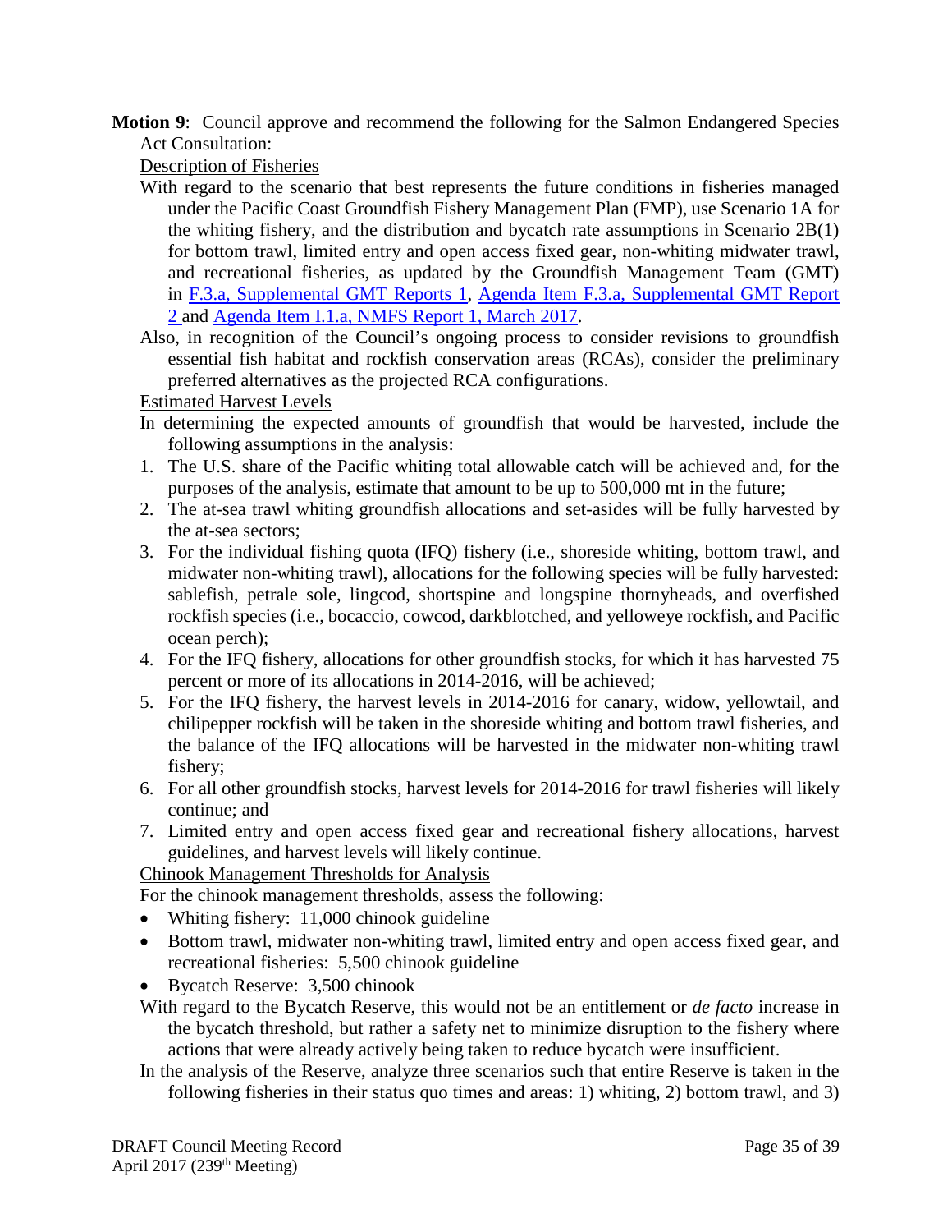**Motion 9**: Council approve and recommend the following for the Salmon Endangered Species Act Consultation:

Description of Fisheries

With regard to the scenario that best represents the future conditions in fisheries managed under the Pacific Coast Groundfish Fishery Management Plan (FMP), use Scenario 1A for the whiting fishery, and the distribution and bycatch rate assumptions in Scenario 2B(1) for bottom trawl, limited entry and open access fixed gear, non-whiting midwater trawl, and recreational fisheries, as updated by the Groundfish Management Team (GMT) in F.3.a, Supplemental GMT Reports 1, Agenda Item F.3.a, Supplemental GMT Report 2 and Agenda Item I.1.a, NMFS Report 1, March 2017.

Also, in recognition of the Council's ongoing process to consider revisions to groundfish essential fish habitat and rockfish conservation areas (RCAs), consider the preliminary preferred alternatives as the projected RCA configurations.

Estimated Harvest Levels

In determining the expected amounts of groundfish that would be harvested, include the following assumptions in the analysis:

1. The U.S. share of the Pacific whiting total allowable catch will be achieved and, for the purposes of the analysis, estimate that amount to be up to 500,000 mt in the future;
2. The at-sea trawl whiting groundfish allocations and set-asides will be fully harvested by the at-sea sectors;
3. For the individual fishing quota (IFQ) fishery (i.e., shoreside whiting, bottom trawl, and midwater non-whiting trawl), allocations for the following species will be fully harvested: sablefish, petrale sole, lingcod, shortspine and longspine thornyheads, and overfished rockfish species (i.e., bocaccio, cowcod, darkblotched, and yelloweye rockfish, and Pacific ocean perch);
4. For the IFQ fishery, allocations for other groundfish stocks, for which it has harvested 75 percent or more of its allocations in 2014-2016, will be achieved;
5. For the IFQ fishery, the harvest levels in 2014-2016 for canary, widow, yellowtail, and chilipepper rockfish will be taken in the shoreside whiting and bottom trawl fisheries, and the balance of the IFQ allocations will be harvested in the midwater non-whiting trawl fishery;
6. For all other groundfish stocks, harvest levels for 2014-2016 for trawl fisheries will likely continue; and
7. Limited entry and open access fixed gear and recreational fishery allocations, harvest guidelines, and harvest levels will likely continue.

Chinook Management Thresholds for Analysis

For the chinook management thresholds, assess the following:

- Whiting fishery: 11,000 chinook guideline
- Bottom trawl, midwater non-whiting trawl, limited entry and open access fixed gear, and recreational fisheries: 5,500 chinook guideline
- Bycatch Reserve: 3,500 chinook

With regard to the Bycatch Reserve, this would not be an entitlement or *de facto* increase in the bycatch threshold, but rather a safety net to minimize disruption to the fishery where actions that were already actively being taken to reduce bycatch were insufficient.

In the analysis of the Reserve, analyze three scenarios such that entire Reserve is taken in the following fisheries in their status quo times and areas: 1) whiting, 2) bottom trawl, and 3)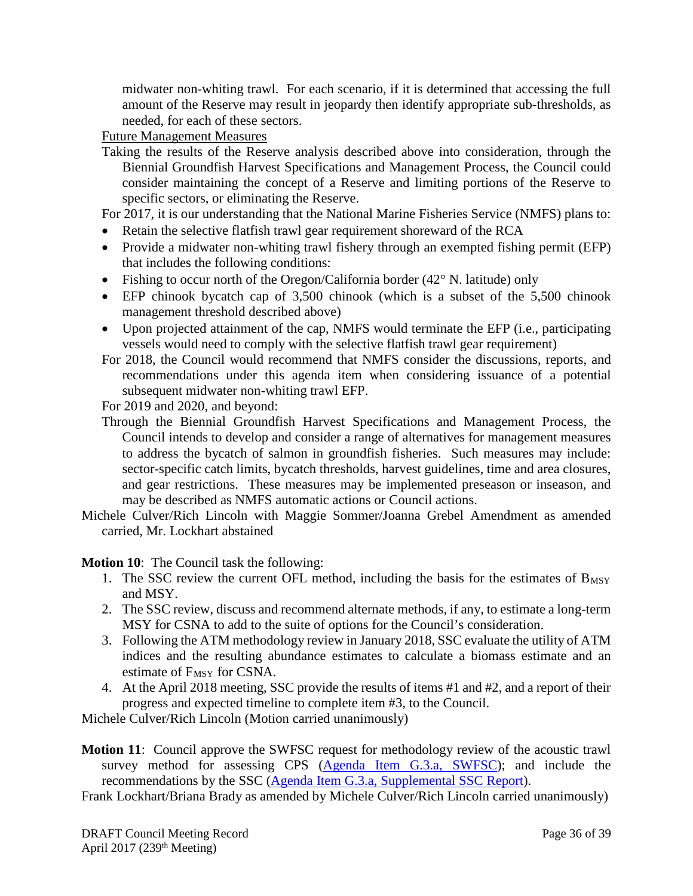midwater non-whiting trawl. For each scenario, if it is determined that accessing the full amount of the Reserve may result in jeopardy then identify appropriate sub-thresholds, as needed, for each of these sectors.

Future Management Measures

Taking the results of the Reserve analysis described above into consideration, through the Biennial Groundfish Harvest Specifications and Management Process, the Council could consider maintaining the concept of a Reserve and limiting portions of the Reserve to specific sectors, or eliminating the Reserve.

For 2017, it is our understanding that the National Marine Fisheries Service (NMFS) plans to:

- Retain the selective flatfish trawl gear requirement shoreward of the RCA
- Provide a midwater non-whiting trawl fishery through an exempted fishing permit (EFP) that includes the following conditions:
- Fishing to occur north of the Oregon/California border (42° N. latitude) only
- EFP chinook bycatch cap of 3,500 chinook (which is a subset of the 5,500 chinook management threshold described above)
- Upon projected attainment of the cap, NMFS would terminate the EFP (i.e., participating vessels would need to comply with the selective flatfish trawl gear requirement)

For 2018, the Council would recommend that NMFS consider the discussions, reports, and recommendations under this agenda item when considering issuance of a potential subsequent midwater non-whiting trawl EFP.

For 2019 and 2020, and beyond:

Through the Biennial Groundfish Harvest Specifications and Management Process, the Council intends to develop and consider a range of alternatives for management measures to address the bycatch of salmon in groundfish fisheries. Such measures may include: sector-specific catch limits, bycatch thresholds, harvest guidelines, time and area closures, and gear restrictions. These measures may be implemented preseason or inseason, and may be described as NMFS automatic actions or Council actions.

Michele Culver/Rich Lincoln with Maggie Sommer/Joanna Grebel Amendment as amended carried, Mr. Lockhart abstained

**Motion 10**: The Council task the following:

1. The SSC review the current OFL method, including the basis for the estimates of $B_{MSY}$ and MSY.
2. The SSC review, discuss and recommend alternate methods, if any, to estimate a long-term MSY for CSNA to add to the suite of options for the Council's consideration.
3. Following the ATM methodology review in January 2018, SSC evaluate the utility of ATM indices and the resulting abundance estimates to calculate a biomass estimate and an estimate of $F_{MSY}$ for CSNA.
4. At the April 2018 meeting, SSC provide the results of items #1 and #2, and a report of their progress and expected timeline to complete item #3, to the Council.

Michele Culver/Rich Lincoln (Motion carried unanimously)

**Motion 11**: Council approve the SWFSC request for methodology review of the acoustic trawl survey method for assessing CPS (Agenda Item G.3.a, SWFSC); and include the recommendations by the SSC (Agenda Item G.3.a, Supplemental SSC Report).

Frank Lockhart/Briana Brady as amended by Michele Culver/Rich Lincoln carried unanimously)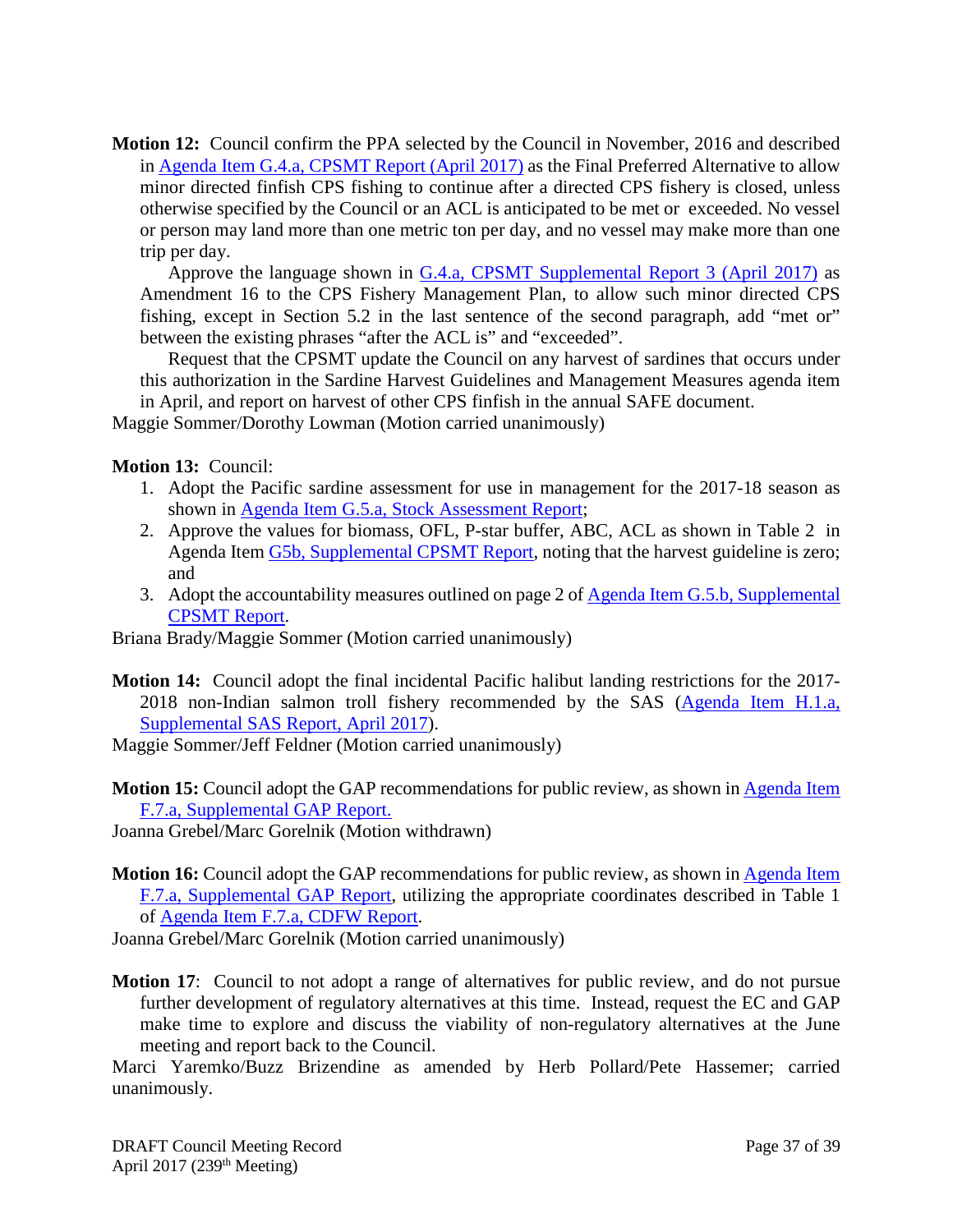**Motion 12:** Council confirm the PPA selected by the Council in November, 2016 and described in Agenda Item G.4.a, CPSMT Report (April 2017) as the Final Preferred Alternative to allow minor directed finfish CPS fishing to continue after a directed CPS fishery is closed, unless otherwise specified by the Council or an ACL is anticipated to be met or exceeded. No vessel or person may land more than one metric ton per day, and no vessel may make more than one trip per day.

Approve the language shown in G.4.a, CPSMT Supplemental Report 3 (April 2017) as Amendment 16 to the CPS Fishery Management Plan, to allow such minor directed CPS fishing, except in Section 5.2 in the last sentence of the second paragraph, add "met or" between the existing phrases "after the ACL is" and "exceeded".

Request that the CPSMT update the Council on any harvest of sardines that occurs under this authorization in the Sardine Harvest Guidelines and Management Measures agenda item in April, and report on harvest of other CPS finfish in the annual SAFE document.

Maggie Sommer/Dorothy Lowman (Motion carried unanimously)

**Motion 13:** Council:

1. Adopt the Pacific sardine assessment for use in management for the 2017-18 season as shown in Agenda Item G.5.a, Stock Assessment Report;
2. Approve the values for biomass, OFL, P-star buffer, ABC, ACL as shown in Table 2 in Agenda Item G5b, Supplemental CPSMT Report, noting that the harvest guideline is zero; and
3. Adopt the accountability measures outlined on page 2 of Agenda Item G.5.b, Supplemental CPSMT Report.

Briana Brady/Maggie Sommer (Motion carried unanimously)

**Motion 14:** Council adopt the final incidental Pacific halibut landing restrictions for the 2017-2018 non-Indian salmon troll fishery recommended by the SAS (Agenda Item H.1.a, Supplemental SAS Report, April 2017).

Maggie Sommer/Jeff Feldner (Motion carried unanimously)

**Motion 15:** Council adopt the GAP recommendations for public review, as shown in Agenda Item F.7.a, Supplemental GAP Report.

Joanna Grebel/Marc Gorelnik (Motion withdrawn)

**Motion 16:** Council adopt the GAP recommendations for public review, as shown in Agenda Item F.7.a, Supplemental GAP Report, utilizing the appropriate coordinates described in Table 1 of Agenda Item F.7.a, CDFW Report.

Joanna Grebel/Marc Gorelnik (Motion carried unanimously)

**Motion 17**: Council to not adopt a range of alternatives for public review, and do not pursue further development of regulatory alternatives at this time. Instead, request the EC and GAP make time to explore and discuss the viability of non-regulatory alternatives at the June meeting and report back to the Council.

Marci Yaremko/Buzz Brizendine as amended by Herb Pollard/Pete Hassemer; carried unanimously.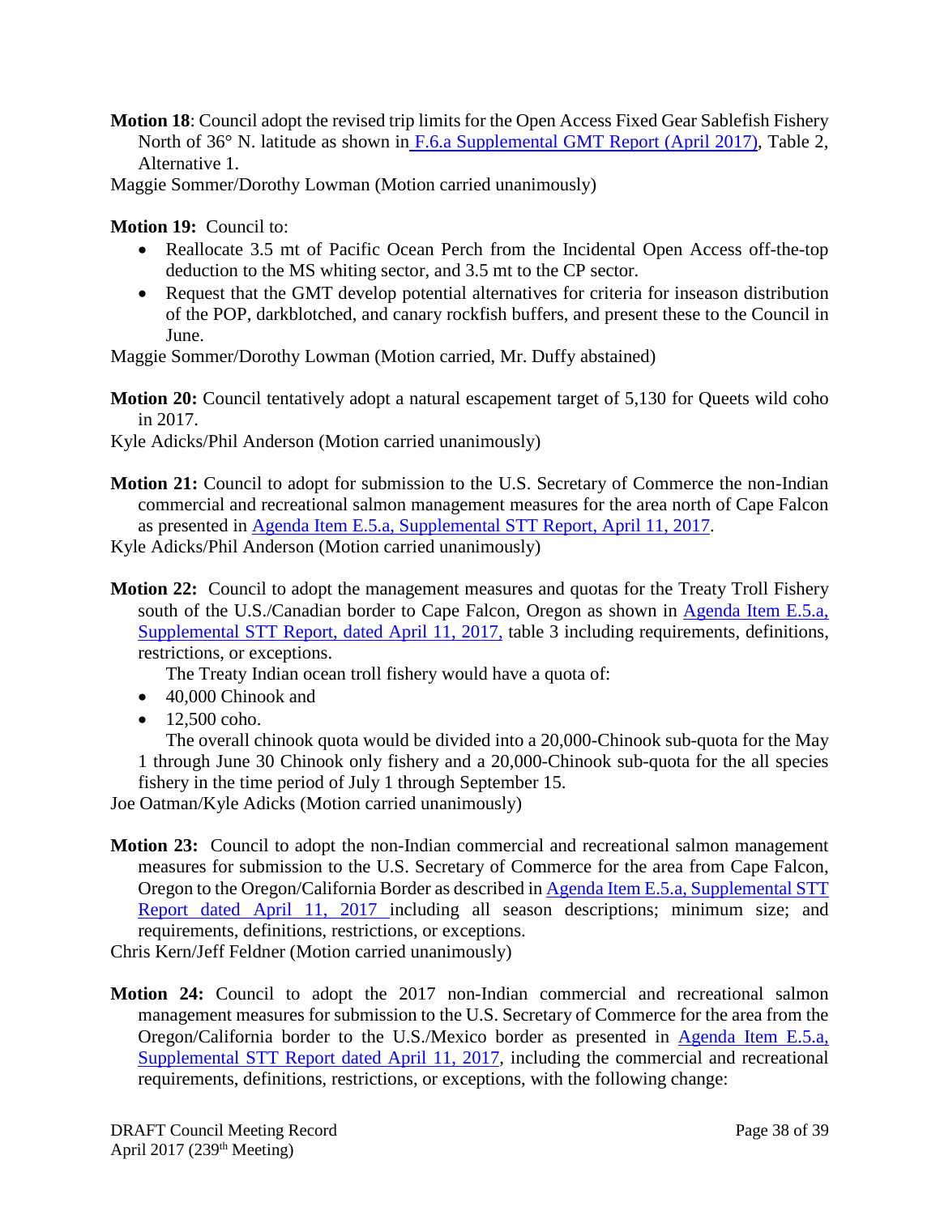**Motion 18**: Council adopt the revised trip limits for the Open Access Fixed Gear Sablefish Fishery North of 36° N. latitude as shown in F.6.a Supplemental GMT Report (April 2017), Table 2, Alternative 1.

Maggie Sommer/Dorothy Lowman (Motion carried unanimously)

**Motion 19:** Council to:

- Reallocate 3.5 mt of Pacific Ocean Perch from the Incidental Open Access off-the-top deduction to the MS whiting sector, and 3.5 mt to the CP sector.
- Request that the GMT develop potential alternatives for criteria for inseason distribution of the POP, darkblotched, and canary rockfish buffers, and present these to the Council in June.

Maggie Sommer/Dorothy Lowman (Motion carried, Mr. Duffy abstained)

**Motion 20:** Council tentatively adopt a natural escapement target of 5,130 for Queets wild coho in 2017.

Kyle Adicks/Phil Anderson (Motion carried unanimously)

**Motion 21:** Council to adopt for submission to the U.S. Secretary of Commerce the non-Indian commercial and recreational salmon management measures for the area north of Cape Falcon as presented in Agenda Item E.5.a, Supplemental STT Report, April 11, 2017.

Kyle Adicks/Phil Anderson (Motion carried unanimously)

**Motion 22:** Council to adopt the management measures and quotas for the Treaty Troll Fishery south of the U.S./Canadian border to Cape Falcon, Oregon as shown in Agenda Item E.5.a, Supplemental STT Report, dated April 11, 2017, table 3 including requirements, definitions, restrictions, or exceptions.

The Treaty Indian ocean troll fishery would have a quota of:

- 40,000 Chinook and
- 12,500 coho.

The overall chinook quota would be divided into a 20,000-Chinook sub-quota for the May 1 through June 30 Chinook only fishery and a 20,000-Chinook sub-quota for the all species fishery in the time period of July 1 through September 15.

Joe Oatman/Kyle Adicks (Motion carried unanimously)

**Motion 23:** Council to adopt the non-Indian commercial and recreational salmon management measures for submission to the U.S. Secretary of Commerce for the area from Cape Falcon, Oregon to the Oregon/California Border as described in Agenda Item E.5.a, Supplemental STT Report dated April 11, 2017 including all season descriptions; minimum size; and requirements, definitions, restrictions, or exceptions.

Chris Kern/Jeff Feldner (Motion carried unanimously)

**Motion 24:** Council to adopt the 2017 non-Indian commercial and recreational salmon management measures for submission to the U.S. Secretary of Commerce for the area from the Oregon/California border to the U.S./Mexico border as presented in Agenda Item E.5.a, Supplemental STT Report dated April 11, 2017, including the commercial and recreational requirements, definitions, restrictions, or exceptions, with the following change: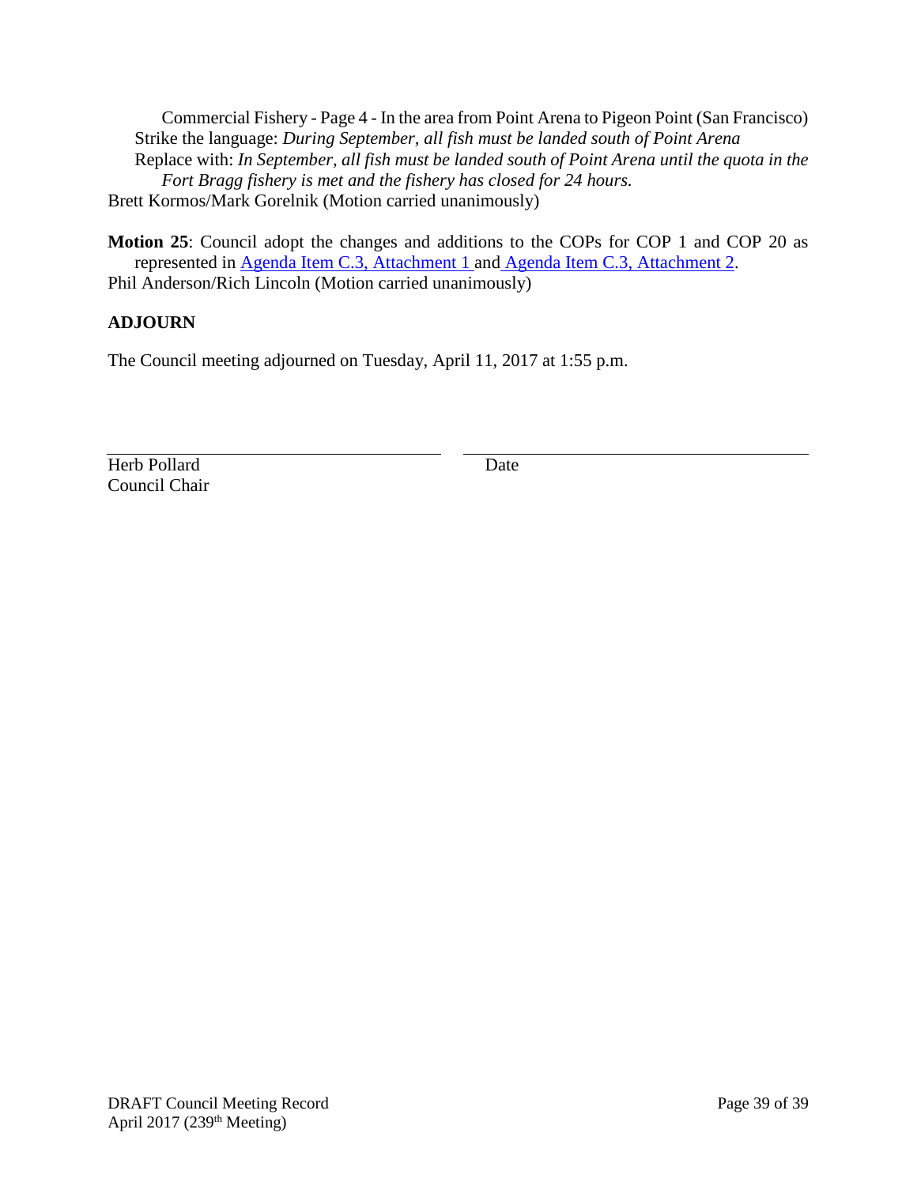Commercial Fishery - Page 4 - In the area from Point Arena to Pigeon Point (San Francisco)
Strike the language: *During September, all fish must be landed south of Point Arena*
Replace with: *In September, all fish must be landed south of Point Arena until the quota in the Fort Bragg fishery is met and the fishery has closed for 24 hours.*

Brett Kormos/Mark Gorelnik (Motion carried unanimously)

**Motion 25**: Council adopt the changes and additions to the COPs for COP 1 and COP 20 as represented in Agenda Item C.3, Attachment 1 and Agenda Item C.3, Attachment 2.

Phil Anderson/Rich Lincoln (Motion carried unanimously)

**ADJOURN**

The Council meeting adjourned on Tuesday, April 11, 2017 at 1:55 p.m.

Herb Pollard
Council Chair

Date